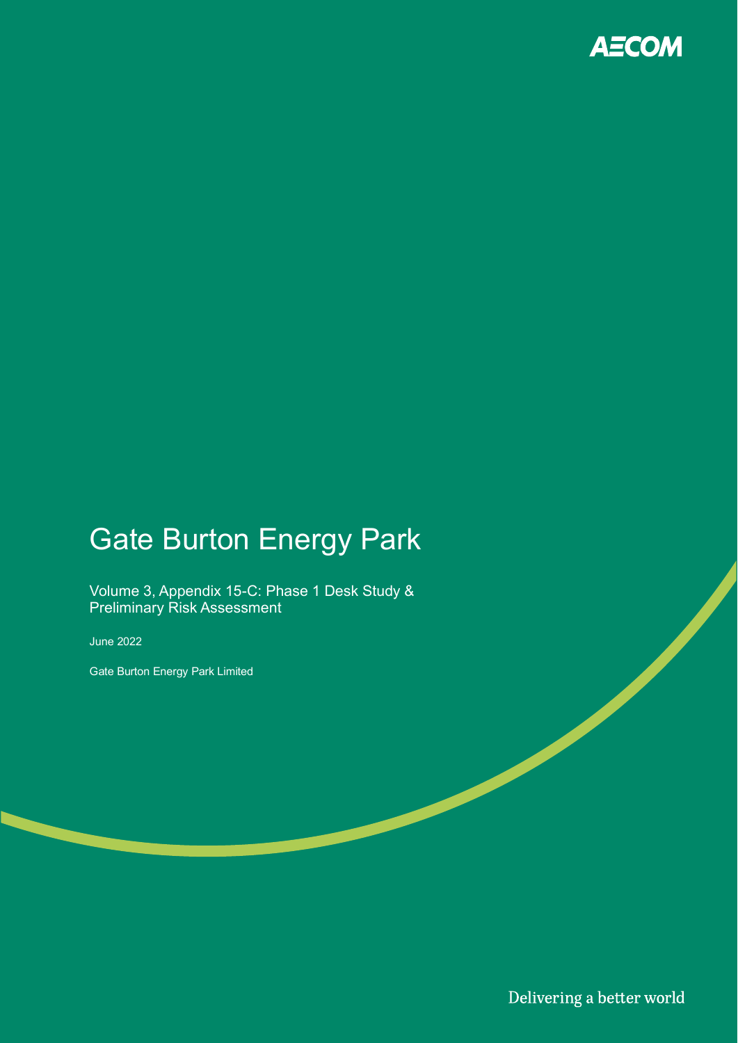AECOM

# Gate Burton Energy Park

Volume 3, Appendix 15-C: Phase 1 Desk Study & Preliminary Risk Assessment

June 2022

Gate Burton Energy Park Limited

Delivering a better world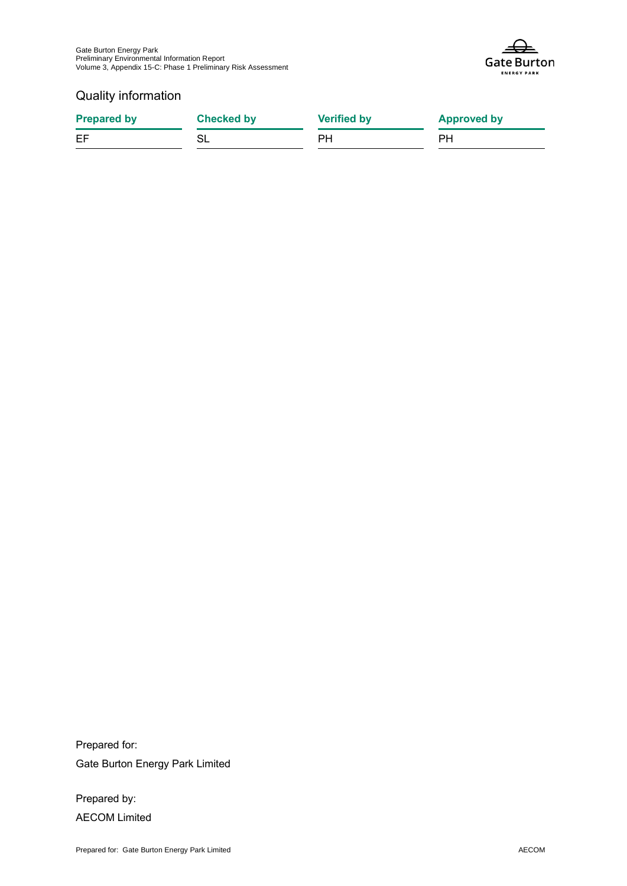## Quality information

| Prepared by | Checked by | Verified by | Approved by |
|---|---|---|---|
| EF | SL | PH | PH |

Prepared for:

Gate Burton Energy Park Limited

Prepared by:

AECOM Limited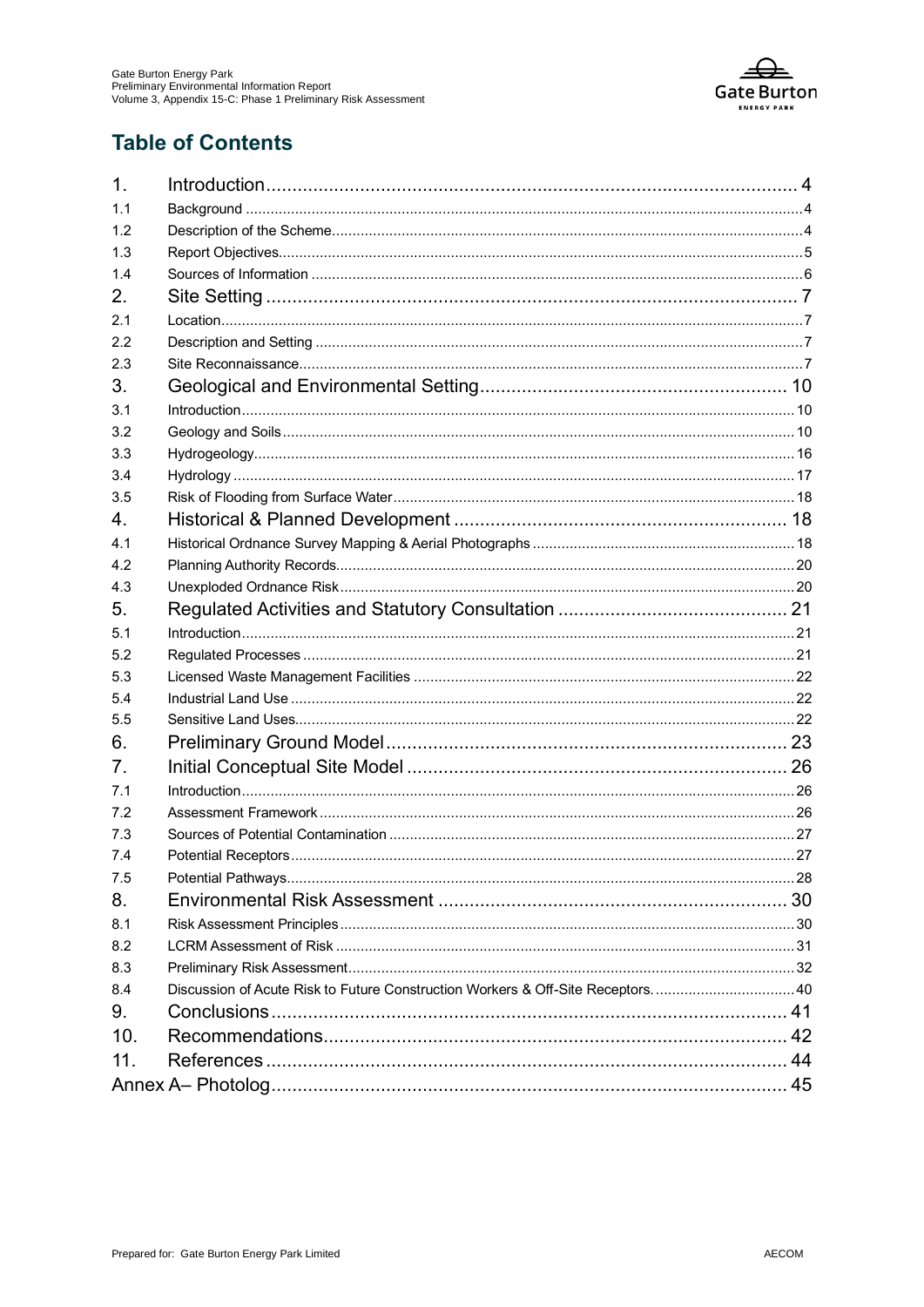## Table of Contents

| | | |
|---|---|---|
| 1. | Introduction | 4 |
| 1.1 | Background | 4 |
| 1.2 | Description of the Scheme | 4 |
| 1.3 | Report Objectives | 5 |
| 1.4 | Sources of Information | 6 |
| 2. | Site Setting | 7 |
| 2.1 | Location | 7 |
| 2.2 | Description and Setting | 7 |
| 2.3 | Site Reconnaissance | 7 |
| 3. | Geological and Environmental Setting | 10 |
| 3.1 | Introduction | 10 |
| 3.2 | Geology and Soils | 10 |
| 3.3 | Hydrogeology | 16 |
| 3.4 | Hydrology | 17 |
| 3.5 | Risk of Flooding from Surface Water | 18 |
| 4. | Historical & Planned Development | 18 |
| 4.1 | Historical Ordnance Survey Mapping & Aerial Photographs | 18 |
| 4.2 | Planning Authority Records | 20 |
| 4.3 | Unexploded Ordnance Risk | 20 |
| 5. | Regulated Activities and Statutory Consultation | 21 |
| 5.1 | Introduction | 21 |
| 5.2 | Regulated Processes | 21 |
| 5.3 | Licensed Waste Management Facilities | 22 |
| 5.4 | Industrial Land Use | 22 |
| 5.5 | Sensitive Land Uses | 22 |
| 6. | Preliminary Ground Model | 23 |
| 7. | Initial Conceptual Site Model | 26 |
| 7.1 | Introduction | 26 |
| 7.2 | Assessment Framework | 26 |
| 7.3 | Sources of Potential Contamination | 27 |
| 7.4 | Potential Receptors | 27 |
| 7.5 | Potential Pathways | 28 |
| 8. | Environmental Risk Assessment | 30 |
| 8.1 | Risk Assessment Principles | 30 |
| 8.2 | LCRM Assessment of Risk | 31 |
| 8.3 | Preliminary Risk Assessment | 32 |
| 8.4 | Discussion of Acute Risk to Future Construction Workers & Off-Site Receptors. | 40 |
| 9. | Conclusions | 41 |
| 10. | Recommendations | 42 |
| 11. | References | 44 |
| Annex A– Photolog | | 45 |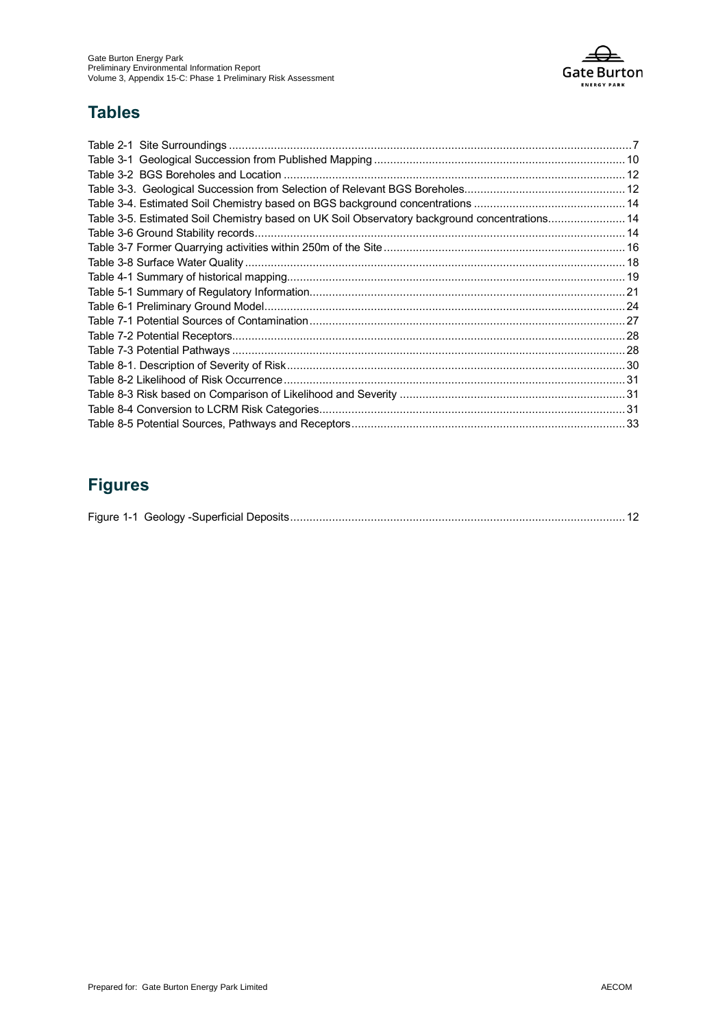## Tables

Table 2-1 Site Surroundings ........................................................................................................................... 7
Table 3-1 Geological Succession from Published Mapping ............................................................................ 10
Table 3-2 BGS Boreholes and Location ......................................................................................................... 12
Table 3-3. Geological Succession from Selection of Relevant BGS Boreholes................................................. 12
Table 3-4. Estimated Soil Chemistry based on BGS background concentrations ............................................. 14
Table 3-5. Estimated Soil Chemistry based on UK Soil Observatory background concentrations....................... 14
Table 3-6 Ground Stability records................................................................................................................. 14
Table 3-7 Former Quarrying activities within 250m of the Site .......................................................................... 16
Table 3-8 Surface Water Quality ..................................................................................................................... 18
Table 4-1 Summary of historical mapping........................................................................................................ 19
Table 5-1 Summary of Regulatory Information................................................................................................. 21
Table 6-1 Preliminary Ground Model............................................................................................................... 24
Table 7-1 Potential Sources of Contamination ................................................................................................. 27
Table 7-2 Potential Receptors......................................................................................................................... 28
Table 7-3 Potential Pathways ......................................................................................................................... 28
Table 8-1. Description of Severity of Risk........................................................................................................ 30
Table 8-2 Likelihood of Risk Occurrence ......................................................................................................... 31
Table 8-3 Risk based on Comparison of Likelihood and Severity ..................................................................... 31
Table 8-4 Conversion to LCRM Risk Categories.............................................................................................. 31
Table 8-5 Potential Sources, Pathways and Receptors.................................................................................... 33

## Figures

Figure 1-1 Geology -Superficial Deposits........................................................................................................ 12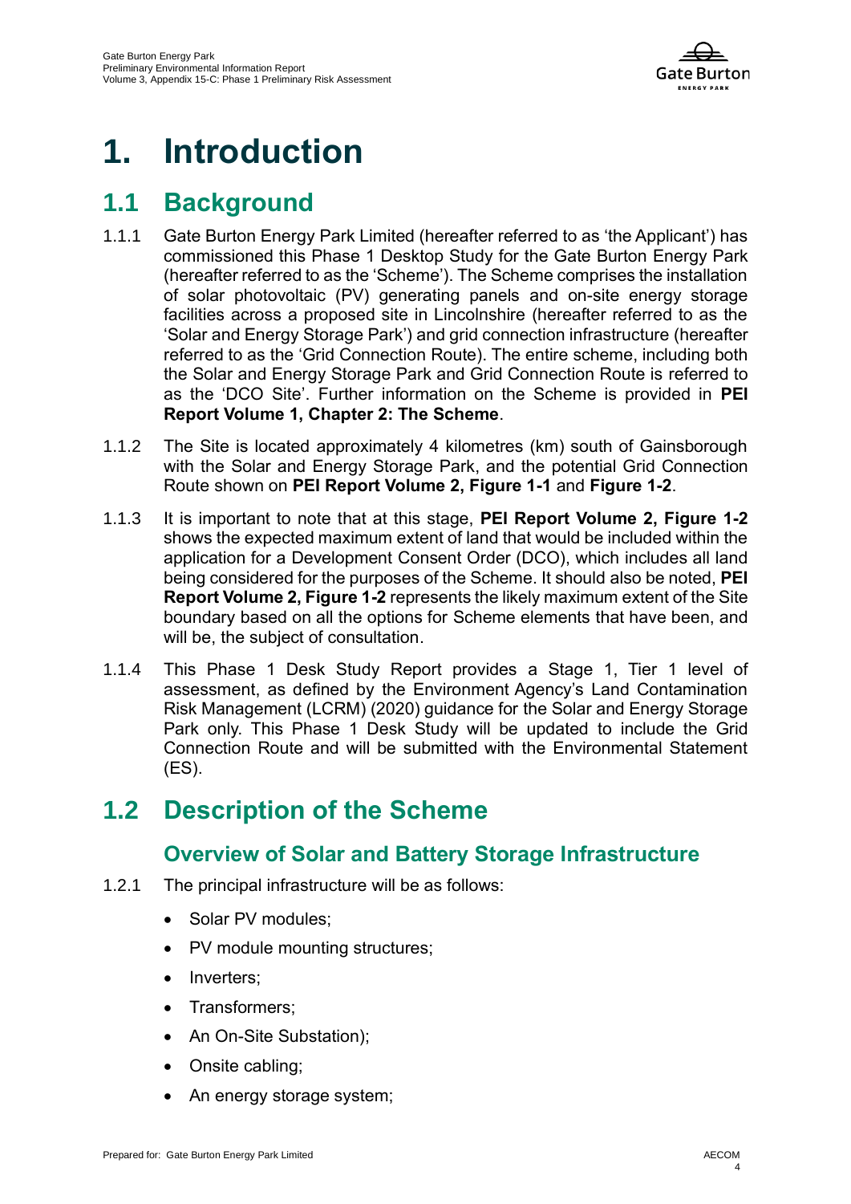# 1. Introduction

## 1.1 Background

1.1.1 Gate Burton Energy Park Limited (hereafter referred to as 'the Applicant') has commissioned this Phase 1 Desktop Study for the Gate Burton Energy Park (hereafter referred to as the 'Scheme'). The Scheme comprises the installation of solar photovoltaic (PV) generating panels and on-site energy storage facilities across a proposed site in Lincolnshire (hereafter referred to as the 'Solar and Energy Storage Park') and grid connection infrastructure (hereafter referred to as the 'Grid Connection Route). The entire scheme, including both the Solar and Energy Storage Park and Grid Connection Route is referred to as the 'DCO Site'. Further information on the Scheme is provided in **PEI Report Volume 1, Chapter 2: The Scheme**.

1.1.2 The Site is located approximately 4 kilometres (km) south of Gainsborough with the Solar and Energy Storage Park, and the potential Grid Connection Route shown on **PEI Report Volume 2, Figure 1-1** and **Figure 1-2**.

1.1.3 It is important to note that at this stage, **PEI Report Volume 2, Figure 1-2** shows the expected maximum extent of land that would be included within the application for a Development Consent Order (DCO), which includes all land being considered for the purposes of the Scheme. It should also be noted, **PEI Report Volume 2, Figure 1-2** represents the likely maximum extent of the Site boundary based on all the options for Scheme elements that have been, and will be, the subject of consultation.

1.1.4 This Phase 1 Desk Study Report provides a Stage 1, Tier 1 level of assessment, as defined by the Environment Agency's Land Contamination Risk Management (LCRM) (2020) guidance for the Solar and Energy Storage Park only. This Phase 1 Desk Study will be updated to include the Grid Connection Route and will be submitted with the Environmental Statement (ES).

## 1.2 Description of the Scheme

### Overview of Solar and Battery Storage Infrastructure

1.2.1 The principal infrastructure will be as follows:

- Solar PV modules;
- PV module mounting structures;
- Inverters;
- Transformers;
- An On-Site Substation);
- Onsite cabling;
- An energy storage system;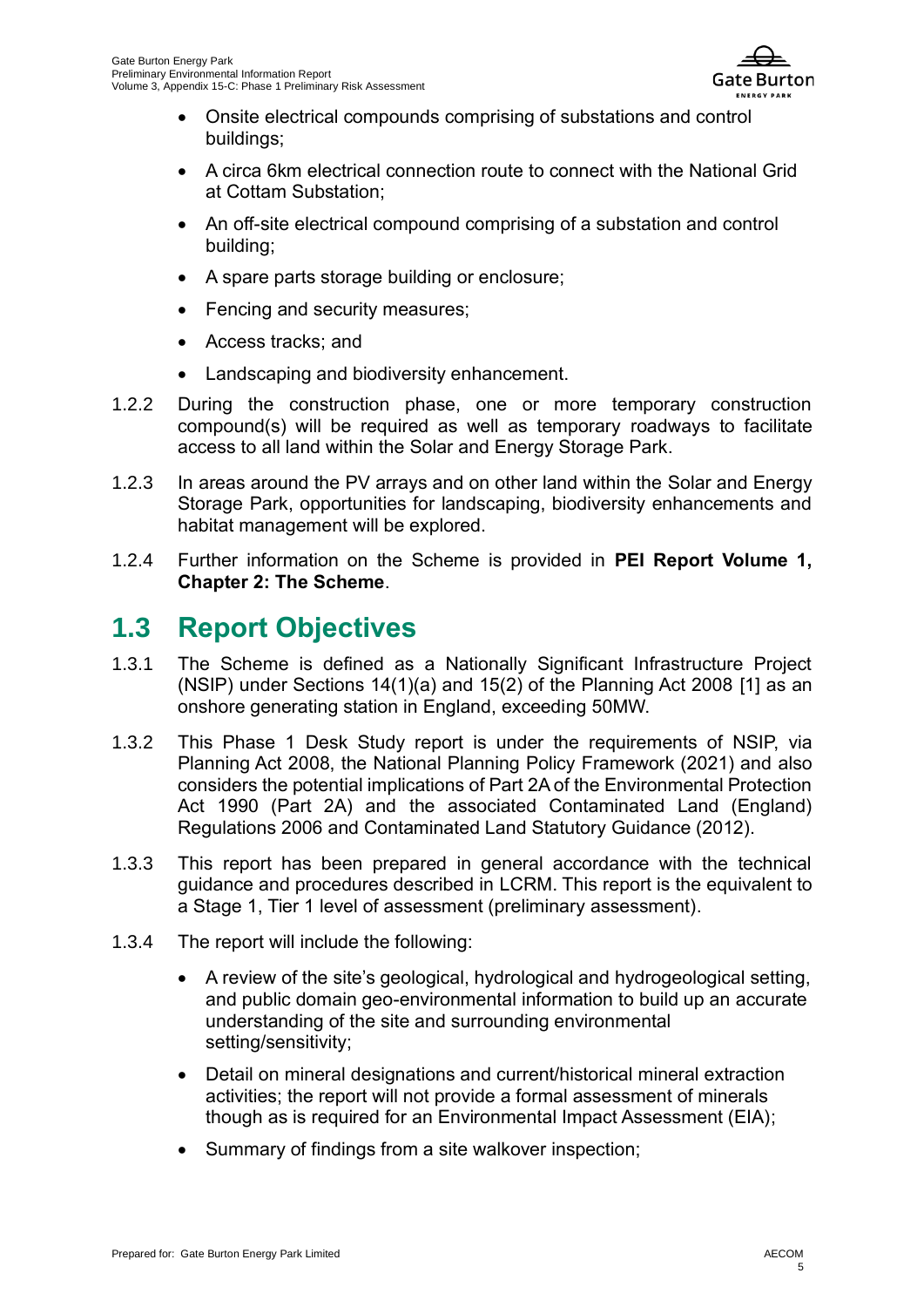- Onsite electrical compounds comprising of substations and control buildings;
- A circa 6km electrical connection route to connect with the National Grid at Cottam Substation;
- An off-site electrical compound comprising of a substation and control building;
- A spare parts storage building or enclosure;
- Fencing and security measures;
- Access tracks; and
- Landscaping and biodiversity enhancement.

1.2.2 During the construction phase, one or more temporary construction compound(s) will be required as well as temporary roadways to facilitate access to all land within the Solar and Energy Storage Park.

1.2.3 In areas around the PV arrays and on other land within the Solar and Energy Storage Park, opportunities for landscaping, biodiversity enhancements and habitat management will be explored.

1.2.4 Further information on the Scheme is provided in **PEI Report Volume 1, Chapter 2: The Scheme**.

## 1.3 Report Objectives

1.3.1 The Scheme is defined as a Nationally Significant Infrastructure Project (NSIP) under Sections 14(1)(a) and 15(2) of the Planning Act 2008 [1] as an onshore generating station in England, exceeding 50MW.

1.3.2 This Phase 1 Desk Study report is under the requirements of NSIP, via Planning Act 2008, the National Planning Policy Framework (2021) and also considers the potential implications of Part 2A of the Environmental Protection Act 1990 (Part 2A) and the associated Contaminated Land (England) Regulations 2006 and Contaminated Land Statutory Guidance (2012).

1.3.3 This report has been prepared in general accordance with the technical guidance and procedures described in LCRM. This report is the equivalent to a Stage 1, Tier 1 level of assessment (preliminary assessment).

1.3.4 The report will include the following:

- A review of the site's geological, hydrological and hydrogeological setting, and public domain geo-environmental information to build up an accurate understanding of the site and surrounding environmental setting/sensitivity;
- Detail on mineral designations and current/historical mineral extraction activities; the report will not provide a formal assessment of minerals though as is required for an Environmental Impact Assessment (EIA);
- Summary of findings from a site walkover inspection;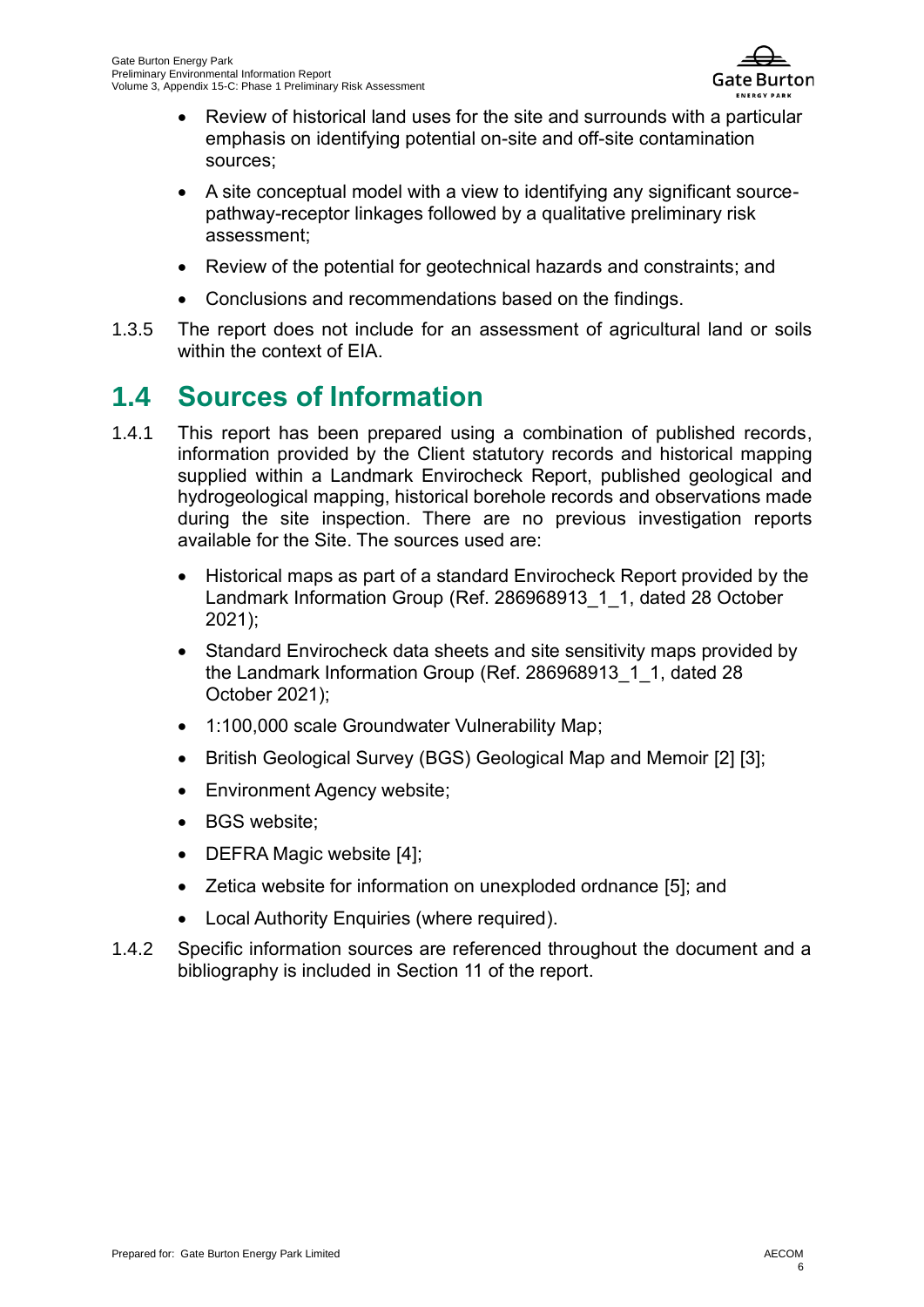- Review of historical land uses for the site and surrounds with a particular emphasis on identifying potential on-site and off-site contamination sources;
- A site conceptual model with a view to identifying any significant source-pathway-receptor linkages followed by a qualitative preliminary risk assessment;
- Review of the potential for geotechnical hazards and constraints; and
- Conclusions and recommendations based on the findings.

1.3.5 The report does not include for an assessment of agricultural land or soils within the context of EIA.

## 1.4 Sources of Information

1.4.1 This report has been prepared using a combination of published records, information provided by the Client statutory records and historical mapping supplied within a Landmark Envirocheck Report, published geological and hydrogeological mapping, historical borehole records and observations made during the site inspection. There are no previous investigation reports available for the Site. The sources used are:

- Historical maps as part of a standard Envirocheck Report provided by the Landmark Information Group (Ref. 286968913_1_1, dated 28 October 2021);
- Standard Envirocheck data sheets and site sensitivity maps provided by the Landmark Information Group (Ref. 286968913_1_1, dated 28 October 2021);
- 1:100,000 scale Groundwater Vulnerability Map;
- British Geological Survey (BGS) Geological Map and Memoir [2] [3];
- Environment Agency website;
- BGS website;
- DEFRA Magic website [4];
- Zetica website for information on unexploded ordnance [5]; and
- Local Authority Enquiries (where required).

1.4.2 Specific information sources are referenced throughout the document and a bibliography is included in Section 11 of the report.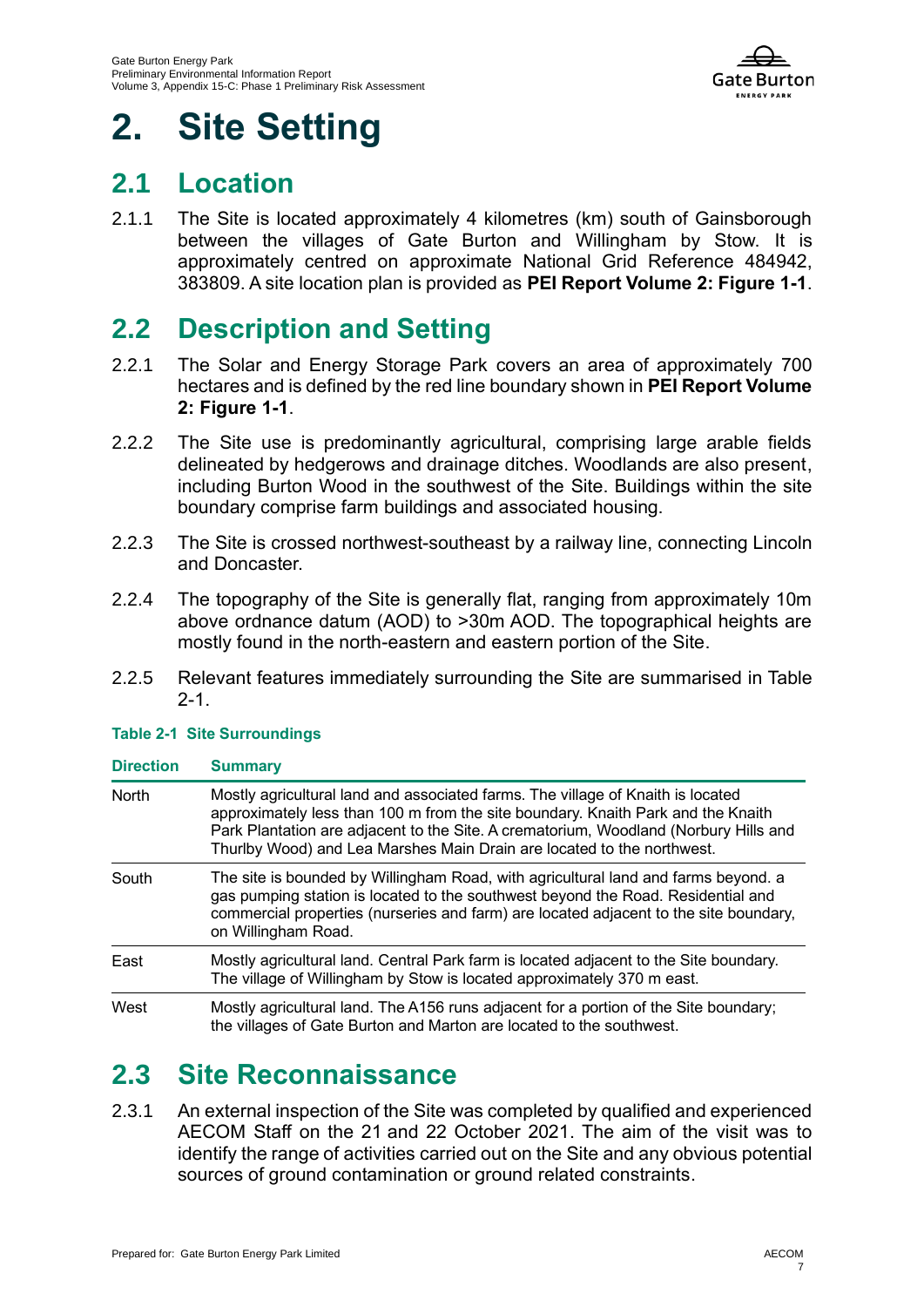# 2. Site Setting

## 2.1 Location

2.1.1 The Site is located approximately 4 kilometres (km) south of Gainsborough between the villages of Gate Burton and Willingham by Stow. It is approximately centred on approximate National Grid Reference 484942, 383809. A site location plan is provided as **PEI Report Volume 2: Figure 1-1**.

## 2.2 Description and Setting

2.2.1 The Solar and Energy Storage Park covers an area of approximately 700 hectares and is defined by the red line boundary shown in **PEI Report Volume 2: Figure 1-1**.

2.2.2 The Site use is predominantly agricultural, comprising large arable fields delineated by hedgerows and drainage ditches. Woodlands are also present, including Burton Wood in the southwest of the Site. Buildings within the site boundary comprise farm buildings and associated housing.

2.2.3 The Site is crossed northwest-southeast by a railway line, connecting Lincoln and Doncaster.

2.2.4 The topography of the Site is generally flat, ranging from approximately 10m above ordnance datum (AOD) to >30m AOD. The topographical heights are mostly found in the north-eastern and eastern portion of the Site.

2.2.5 Relevant features immediately surrounding the Site are summarised in Table 2-1.

**Table 2-1 Site Surroundings**

| Direction | Summary |
|---|---|
| North | Mostly agricultural land and associated farms. The village of Knaith is located approximately less than 100 m from the site boundary. Knaith Park and the Knaith Park Plantation are adjacent to the Site. A crematorium, Woodland (Norbury Hills and Thurlby Wood) and Lea Marshes Main Drain are located to the northwest. |
| South | The site is bounded by Willingham Road, with agricultural land and farms beyond. a gas pumping station is located to the southwest beyond the Road. Residential and commercial properties (nurseries and farm) are located adjacent to the site boundary, on Willingham Road. |
| East | Mostly agricultural land. Central Park farm is located adjacent to the Site boundary. The village of Willingham by Stow is located approximately 370 m east. |
| West | Mostly agricultural land. The A156 runs adjacent for a portion of the Site boundary; the villages of Gate Burton and Marton are located to the southwest. |

## 2.3 Site Reconnaissance

2.3.1 An external inspection of the Site was completed by qualified and experienced AECOM Staff on the 21 and 22 October 2021. The aim of the visit was to identify the range of activities carried out on the Site and any obvious potential sources of ground contamination or ground related constraints.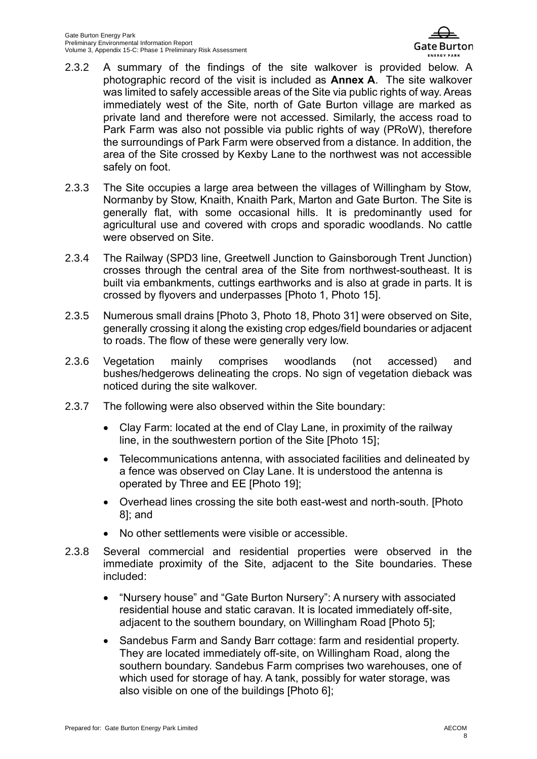2.3.2 A summary of the findings of the site walkover is provided below. A photographic record of the visit is included as **Annex A**. The site walkover was limited to safely accessible areas of the Site via public rights of way. Areas immediately west of the Site, north of Gate Burton village are marked as private land and therefore were not accessed. Similarly, the access road to Park Farm was also not possible via public rights of way (PRoW), therefore the surroundings of Park Farm were observed from a distance. In addition, the area of the Site crossed by Kexby Lane to the northwest was not accessible safely on foot.

2.3.3 The Site occupies a large area between the villages of Willingham by Stow, Normanby by Stow, Knaith, Knaith Park, Marton and Gate Burton. The Site is generally flat, with some occasional hills. It is predominantly used for agricultural use and covered with crops and sporadic woodlands. No cattle were observed on Site.

2.3.4 The Railway (SPD3 line, Greetwell Junction to Gainsborough Trent Junction) crosses through the central area of the Site from northwest-southeast. It is built via embankments, cuttings earthworks and is also at grade in parts. It is crossed by flyovers and underpasses [Photo 1, Photo 15].

2.3.5 Numerous small drains [Photo 3, Photo 18, Photo 31] were observed on Site, generally crossing it along the existing crop edges/field boundaries or adjacent to roads. The flow of these were generally very low.

2.3.6 Vegetation mainly comprises woodlands (not accessed) and bushes/hedgerows delineating the crops. No sign of vegetation dieback was noticed during the site walkover.

2.3.7 The following were also observed within the Site boundary:

- Clay Farm: located at the end of Clay Lane, in proximity of the railway line, in the southwestern portion of the Site [Photo 15];
- Telecommunications antenna, with associated facilities and delineated by a fence was observed on Clay Lane. It is understood the antenna is operated by Three and EE [Photo 19];
- Overhead lines crossing the site both east-west and north-south. [Photo 8]; and
- No other settlements were visible or accessible.

2.3.8 Several commercial and residential properties were observed in the immediate proximity of the Site, adjacent to the Site boundaries. These included:

- "Nursery house" and "Gate Burton Nursery": A nursery with associated residential house and static caravan. It is located immediately off-site, adjacent to the southern boundary, on Willingham Road [Photo 5];
- Sandebus Farm and Sandy Barr cottage: farm and residential property. They are located immediately off-site, on Willingham Road, along the southern boundary. Sandebus Farm comprises two warehouses, one of which used for storage of hay. A tank, possibly for water storage, was also visible on one of the buildings [Photo 6];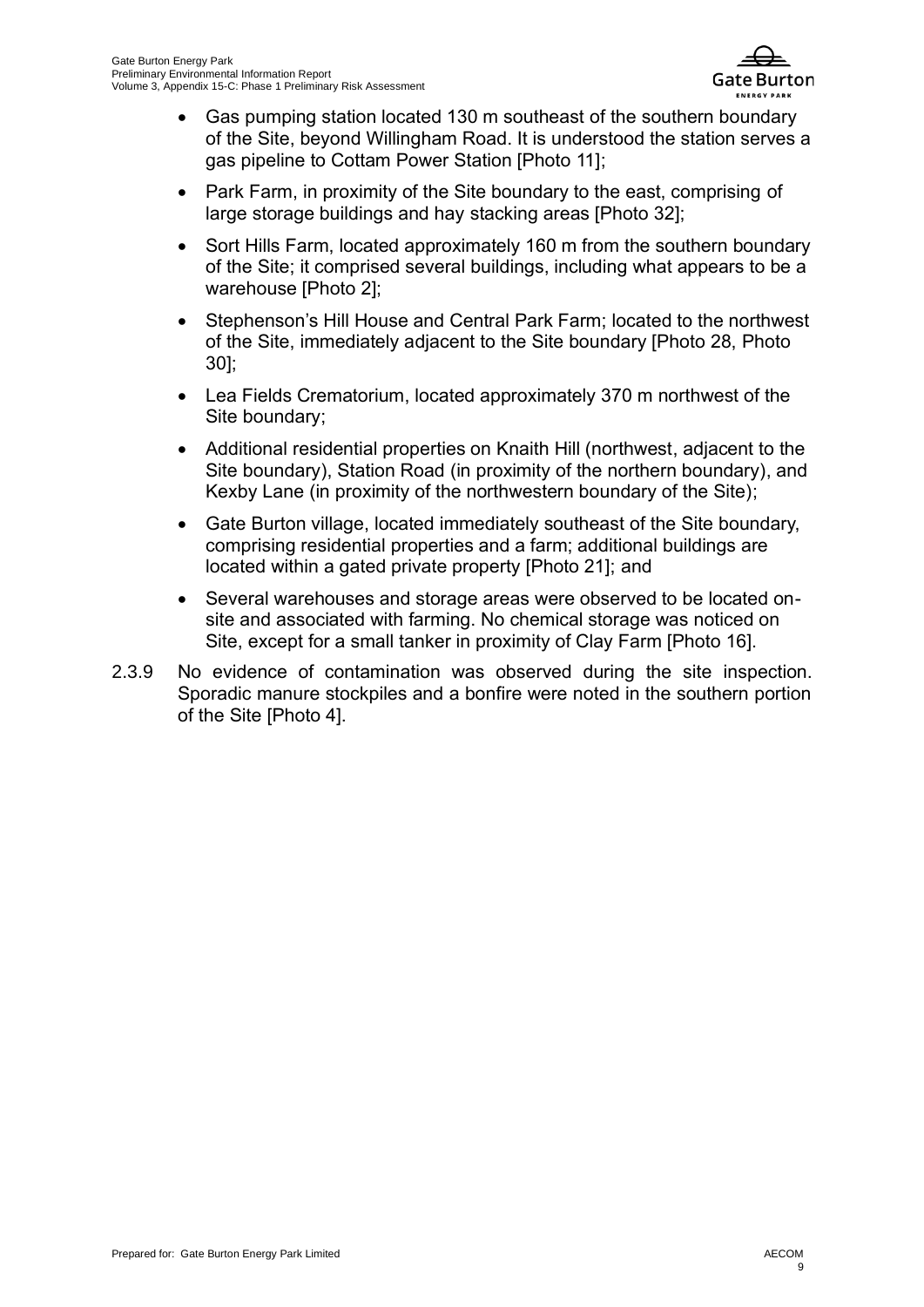- Gas pumping station located 130 m southeast of the southern boundary of the Site, beyond Willingham Road. It is understood the station serves a gas pipeline to Cottam Power Station [Photo 11];
- Park Farm, in proximity of the Site boundary to the east, comprising of large storage buildings and hay stacking areas [Photo 32];
- Sort Hills Farm, located approximately 160 m from the southern boundary of the Site; it comprised several buildings, including what appears to be a warehouse [Photo 2];
- Stephenson's Hill House and Central Park Farm; located to the northwest of the Site, immediately adjacent to the Site boundary [Photo 28, Photo 30];
- Lea Fields Crematorium, located approximately 370 m northwest of the Site boundary;
- Additional residential properties on Knaith Hill (northwest, adjacent to the Site boundary), Station Road (in proximity of the northern boundary), and Kexby Lane (in proximity of the northwestern boundary of the Site);
- Gate Burton village, located immediately southeast of the Site boundary, comprising residential properties and a farm; additional buildings are located within a gated private property [Photo 21]; and
- Several warehouses and storage areas were observed to be located on-site and associated with farming. No chemical storage was noticed on Site, except for a small tanker in proximity of Clay Farm [Photo 16].

2.3.9 No evidence of contamination was observed during the site inspection. Sporadic manure stockpiles and a bonfire were noted in the southern portion of the Site [Photo 4].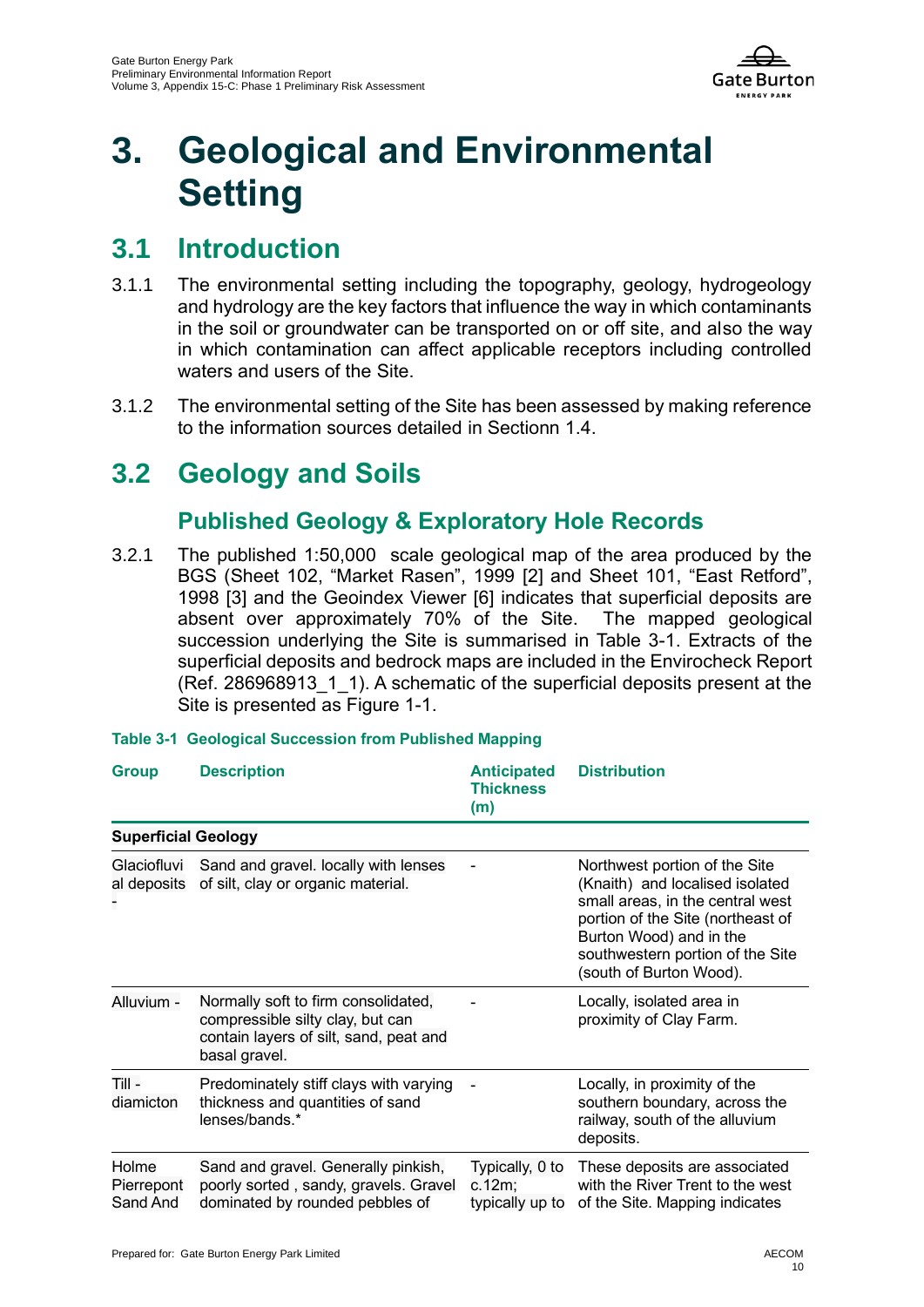# 3. Geological and Environmental Setting

## 3.1 Introduction

3.1.1 The environmental setting including the topography, geology, hydrogeology and hydrology are the key factors that influence the way in which contaminants in the soil or groundwater can be transported on or off site, and also the way in which contamination can affect applicable receptors including controlled waters and users of the Site.

3.1.2 The environmental setting of the Site has been assessed by making reference to the information sources detailed in Sectionn 1.4.

## 3.2 Geology and Soils

### Published Geology & Exploratory Hole Records

3.2.1 The published 1:50,000 scale geological map of the area produced by the BGS (Sheet 102, "Market Rasen", 1999 [2] and Sheet 101, "East Retford", 1998 [3] and the Geoindex Viewer [6] indicates that superficial deposits are absent over approximately 70% of the Site. The mapped geological succession underlying the Site is summarised in Table 3-1. Extracts of the superficial deposits and bedrock maps are included in the Envirocheck Report (Ref. 286968913_1_1). A schematic of the superficial deposits present at the Site is presented as Figure 1-1.

**Table 3-1 Geological Succession from Published Mapping**

| Group | Description | Anticipated Thickness (m) | Distribution |
|---|---|---|---|
| **Superficial Geology** | | | |
| Glaciofluvial deposits - | Sand and gravel. locally with lenses of silt, clay or organic material. | - | Northwest portion of the Site (Knaith) and localised isolated small areas, in the central west portion of the Site (northeast of Burton Wood) and in the southwestern portion of the Site (south of Burton Wood). |
| Alluvium - | Normally soft to firm consolidated, compressible silty clay, but can contain layers of silt, sand, peat and basal gravel. | - | Locally, isolated area in proximity of Clay Farm. |
| Till - diamicton | Predominately stiff clays with varying thickness and quantities of sand lenses/bands.* | - | Locally, in proximity of the southern boundary, across the railway, south of the alluvium deposits. |
| Holme Pierrepont Sand And | Sand and gravel. Generally pinkish, poorly sorted , sandy, gravels. Gravel dominated by rounded pebbles of | Typically, 0 to c.12m; typically up to | These deposits are associated with the River Trent to the west of the Site. Mapping indicates |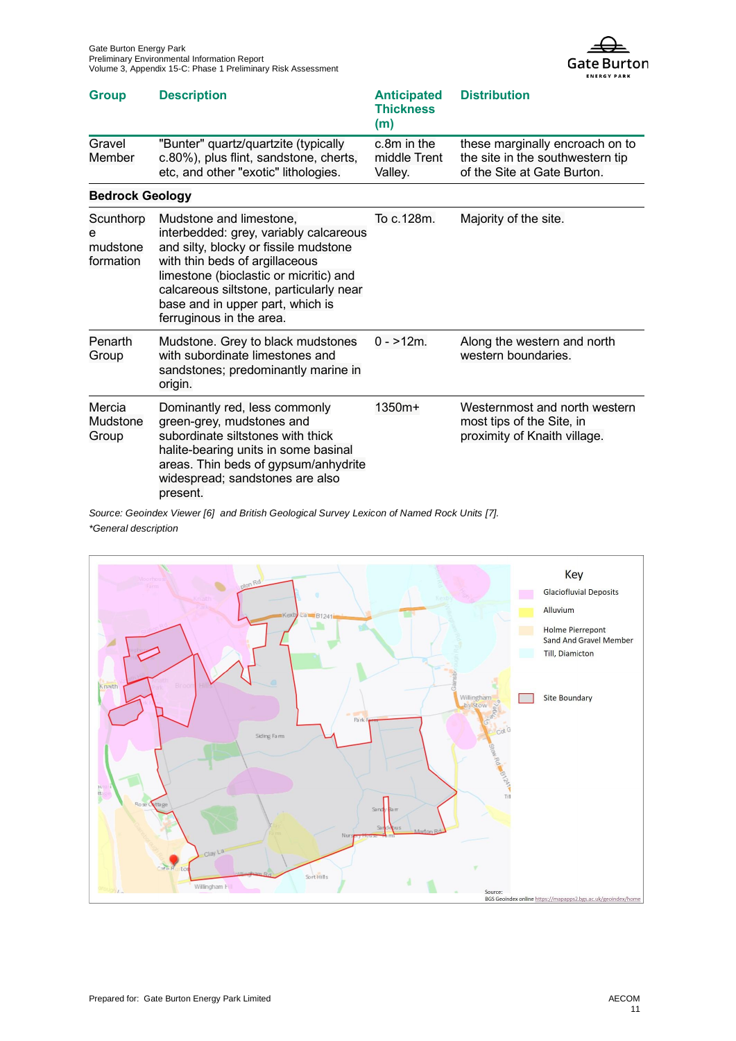| Group | Description | Anticipated Thickness (m) | Distribution |
|---|---|---|---|
| Gravel Member | "Bunter" quartz/quartzite (typically c.80%), plus flint, sandstone, cherts, etc, and other "exotic" lithologies. | c.8m in the middle Trent Valley. | these marginally encroach on to the site in the southwestern tip of the Site at Gate Burton. |
| **Bedrock Geology** | | | |
| Scunthorpe mudstone formation | Mudstone and limestone, interbedded: grey, variably calcareous and silty, blocky or fissile mudstone with thin beds of argillaceous limestone (bioclastic or micritic) and calcareous siltstone, particularly near base and in upper part, which is ferruginous in the area. | To c.128m. | Majority of the site. |
| Penarth Group | Mudstone. Grey to black mudstones with subordinate limestones and sandstones; predominantly marine in origin. | 0 - >12m. | Along the western and north western boundaries. |
| Mercia Mudstone Group | Dominantly red, less commonly green-grey, mudstones and subordinate siltstones with thick halite-bearing units in some basinal areas. Thin beds of gypsum/anhydrite widespread; sandstones are also present. | 1350m+ | Westernmost and north western most tips of the Site, in proximity of Knaith village. |

*Source: Geoindex Viewer [6] and British Geological Survey Lexicon of Named Rock Units [7].*

*\*General description*

Key
- Glaciofluvial Deposits
- Alluvium
- Holme Pierrepont Sand And Gravel Member
- Till, Diamicton
- Site Boundary

Source: BGS Geoindex online https://mapapps2.bgs.ac.uk/geoindex/home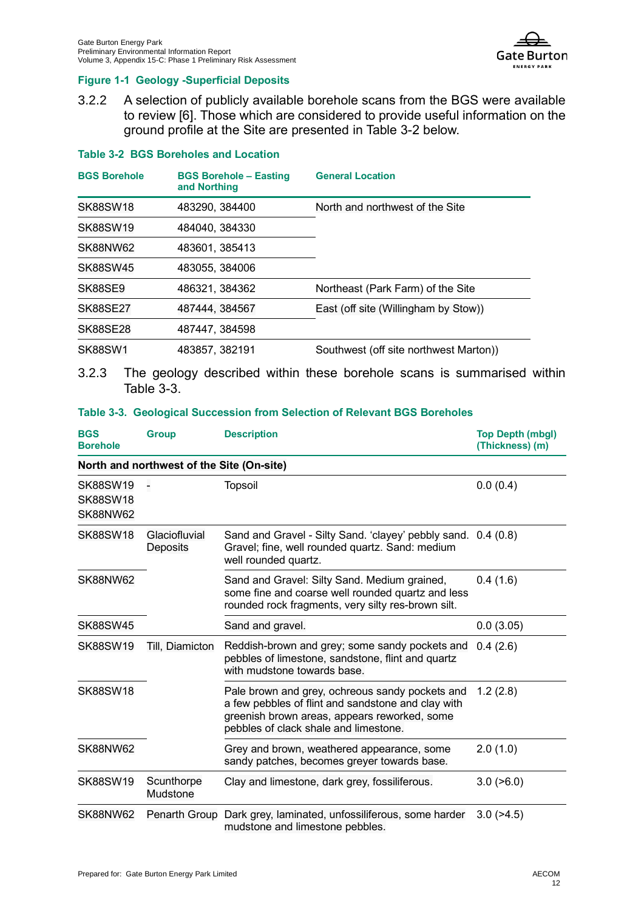**Figure 1-1 Geology -Superficial Deposits**

3.2.2 A selection of publicly available borehole scans from the BGS were available to review [6]. Those which are considered to provide useful information on the ground profile at the Site are presented in Table 3-2 below.

**Table 3-2 BGS Boreholes and Location**

| BGS Borehole | BGS Borehole – Easting and Northing | General Location |
|---|---|---|
| SK88SW18 | 483290, 384400 | North and northwest of the Site |
| SK88SW19 | 484040, 384330 | |
| SK88NW62 | 483601, 385413 | |
| SK88SW45 | 483055, 384006 | |
| SK88SE9 | 486321, 384362 | Northeast (Park Farm) of the Site |
| SK88SE27 | 487444, 384567 | East (off site (Willingham by Stow)) |
| SK88SE28 | 487447, 384598 | |
| SK88SW1 | 483857, 382191 | Southwest (off site northwest Marton)) |

3.2.3 The geology described within these borehole scans is summarised within Table 3-3.

**Table 3-3. Geological Succession from Selection of Relevant BGS Boreholes**

| BGS Borehole | Group | Description | Top Depth (mbgl) (Thickness) (m) |
|---|---|---|---|
| **North and northwest of the Site (On-site)** | | | |
| SK88SW19 SK88SW18 SK88NW62 | - | Topsoil | 0.0 (0.4) |
| SK88SW18 | Glaciofluvial Deposits | Sand and Gravel - Silty Sand. 'clayey' pebbly sand. Gravel; fine, well rounded quartz. Sand: medium well rounded quartz. | 0.4 (0.8) |
| SK88NW62 | | Sand and Gravel: Silty Sand. Medium grained, some fine and coarse well rounded quartz and less rounded rock fragments, very silty res-brown silt. | 0.4 (1.6) |
| SK88SW45 | | Sand and gravel. | 0.0 (3.05) |
| SK88SW19 | Till, Diamicton | Reddish-brown and grey; some sandy pockets and pebbles of limestone, sandstone, flint and quartz with mudstone towards base. | 0.4 (2.6) |
| SK88SW18 | | Pale brown and grey, ochreous sandy pockets and a few pebbles of flint and sandstone and clay with greenish brown areas, appears reworked, some pebbles of clack shale and limestone. | 1.2 (2.8) |
| SK88NW62 | | Grey and brown, weathered appearance, some sandy patches, becomes greyer towards base. | 2.0 (1.0) |
| SK88SW19 | Scunthorpe Mudstone | Clay and limestone, dark grey, fossiliferous. | 3.0 (>6.0) |
| SK88NW62 | Penarth Group | Dark grey, laminated, unfossiliferous, some harder mudstone and limestone pebbles. | 3.0 (>4.5) |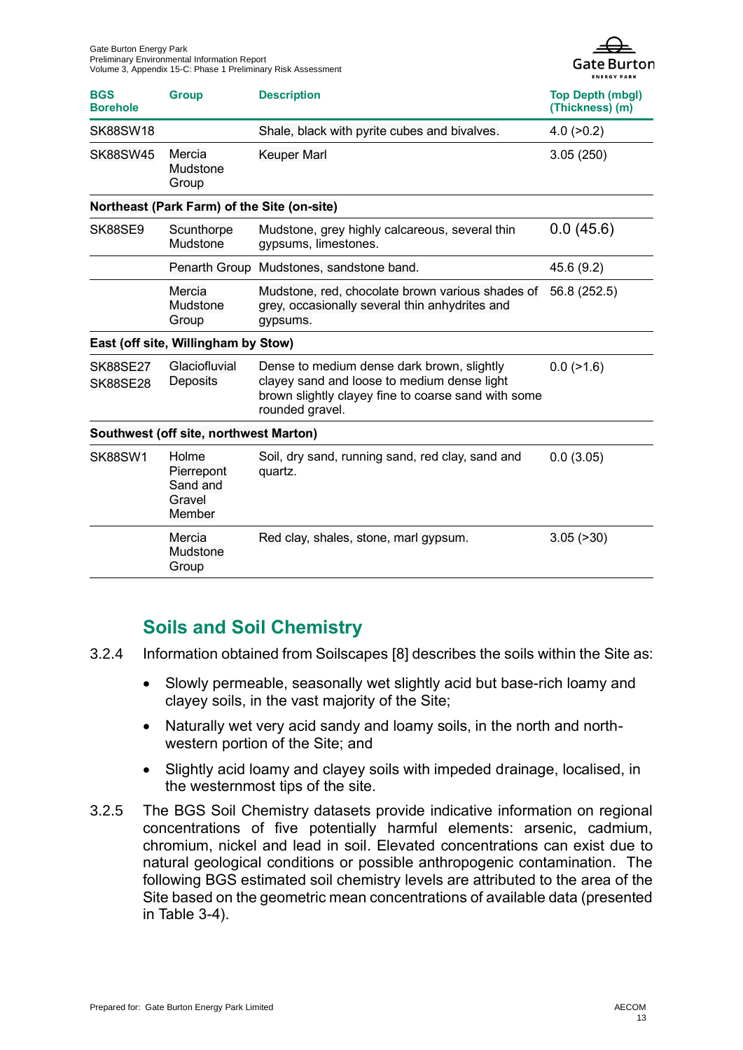| BGS Borehole | Group | Description | Top Depth (mbgl) (Thickness) (m) |
|---|---|---|---|
| SK88SW18 | | Shale, black with pyrite cubes and bivalves. | 4.0 (>0.2) |
| SK88SW45 | Mercia Mudstone Group | Keuper Marl | 3.05 (250) |
| **Northeast (Park Farm) of the Site (on-site)** | | | |
| SK88SE9 | Scunthorpe Mudstone | Mudstone, grey highly calcareous, several thin gypsums, limestones. | 0.0 (45.6) |
| | Penarth Group | Mudstones, sandstone band. | 45.6 (9.2) |
| | Mercia Mudstone Group | Mudstone, red, chocolate brown various shades of grey, occasionally several thin anhydrites and gypsums. | 56.8 (252.5) |
| **East (off site, Willingham by Stow)** | | | |
| SK88SE27 SK88SE28 | Glaciofluvial Deposits | Dense to medium dense dark brown, slightly clayey sand and loose to medium dense light brown slightly clayey fine to coarse sand with some rounded gravel. | 0.0 (>1.6) |
| **Southwest (off site, northwest Marton)** | | | |
| SK88SW1 | Holme Pierrepont Sand and Gravel Member | Soil, dry sand, running sand, red clay, sand and quartz. | 0.0 (3.05) |
| | Mercia Mudstone Group | Red clay, shales, stone, marl gypsum. | 3.05 (>30) |

## Soils and Soil Chemistry

3.2.4 Information obtained from Soilscapes [8] describes the soils within the Site as:

- Slowly permeable, seasonally wet slightly acid but base-rich loamy and clayey soils, in the vast majority of the Site;
- Naturally wet very acid sandy and loamy soils, in the north and north-western portion of the Site; and
- Slightly acid loamy and clayey soils with impeded drainage, localised, in the westernmost tips of the site.

3.2.5 The BGS Soil Chemistry datasets provide indicative information on regional concentrations of five potentially harmful elements: arsenic, cadmium, chromium, nickel and lead in soil. Elevated concentrations can exist due to natural geological conditions or possible anthropogenic contamination. The following BGS estimated soil chemistry levels are attributed to the area of the Site based on the geometric mean concentrations of available data (presented in Table 3-4).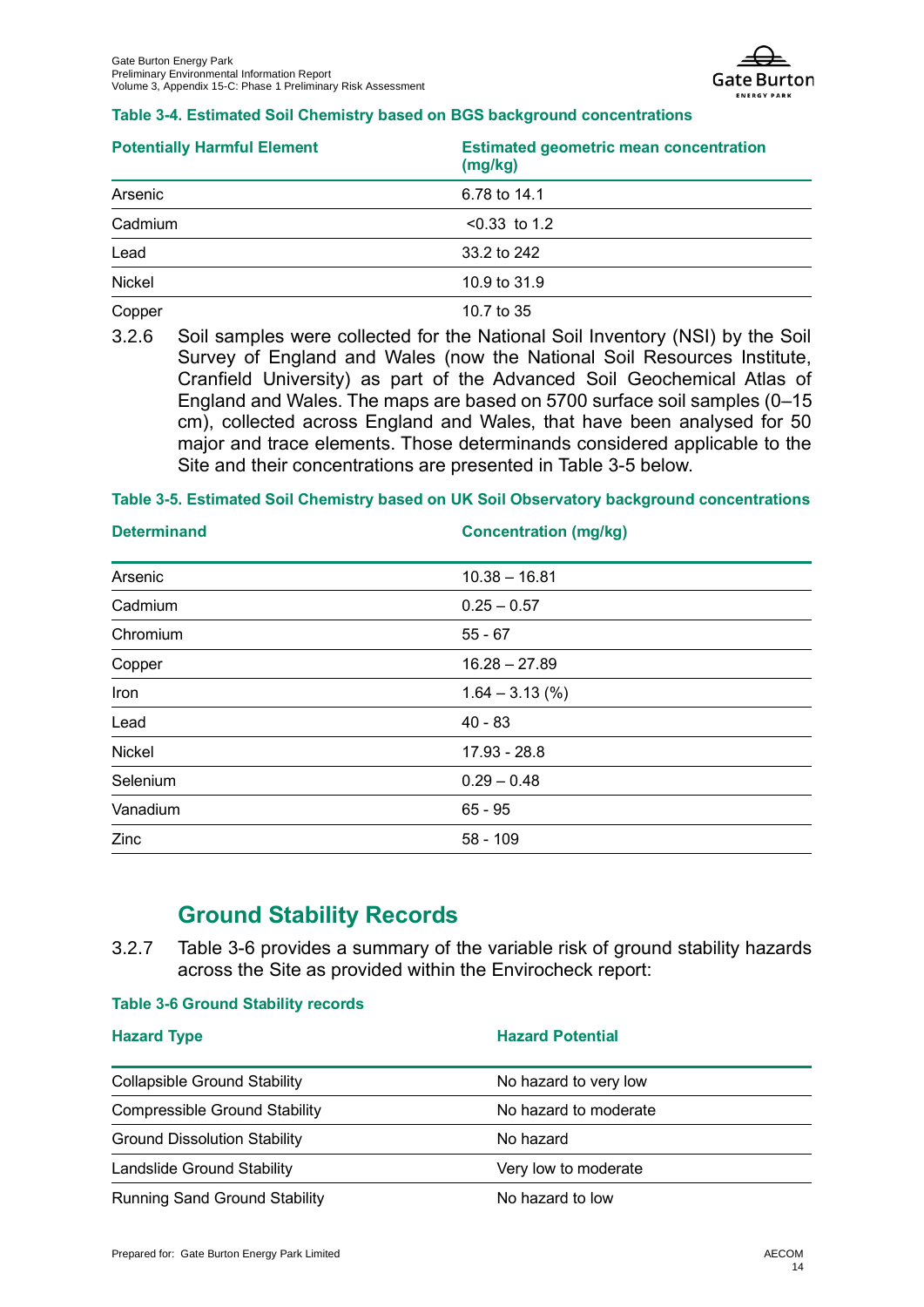**Table 3-4. Estimated Soil Chemistry based on BGS background concentrations**

| Potentially Harmful Element | Estimated geometric mean concentration (mg/kg) |
| --- | --- |
| Arsenic | 6.78 to 14.1 |
| Cadmium | <0.33 to 1.2 |
| Lead | 33.2 to 242 |
| Nickel | 10.9 to 31.9 |
| Copper | 10.7 to 35 |

3.2.6 Soil samples were collected for the National Soil Inventory (NSI) by the Soil Survey of England and Wales (now the National Soil Resources Institute, Cranfield University) as part of the Advanced Soil Geochemical Atlas of England and Wales. The maps are based on 5700 surface soil samples (0–15 cm), collected across England and Wales, that have been analysed for 50 major and trace elements. Those determinands considered applicable to the Site and their concentrations are presented in Table 3-5 below.

**Table 3-5. Estimated Soil Chemistry based on UK Soil Observatory background concentrations**

| Determinand | Concentration (mg/kg) |
| --- | --- |
| Arsenic | 10.38 – 16.81 |
| Cadmium | 0.25 – 0.57 |
| Chromium | 55 - 67 |
| Copper | 16.28 – 27.89 |
| Iron | 1.64 – 3.13 (%) |
| Lead | 40 - 83 |
| Nickel | 17.93 - 28.8 |
| Selenium | 0.29 – 0.48 |
| Vanadium | 65 - 95 |
| Zinc | 58 - 109 |

## Ground Stability Records

3.2.7 Table 3-6 provides a summary of the variable risk of ground stability hazards across the Site as provided within the Envirocheck report:

**Table 3-6 Ground Stability records**

| Hazard Type | Hazard Potential |
| --- | --- |
| Collapsible Ground Stability | No hazard to very low |
| Compressible Ground Stability | No hazard to moderate |
| Ground Dissolution Stability | No hazard |
| Landslide Ground Stability | Very low to moderate |
| Running Sand Ground Stability | No hazard to low |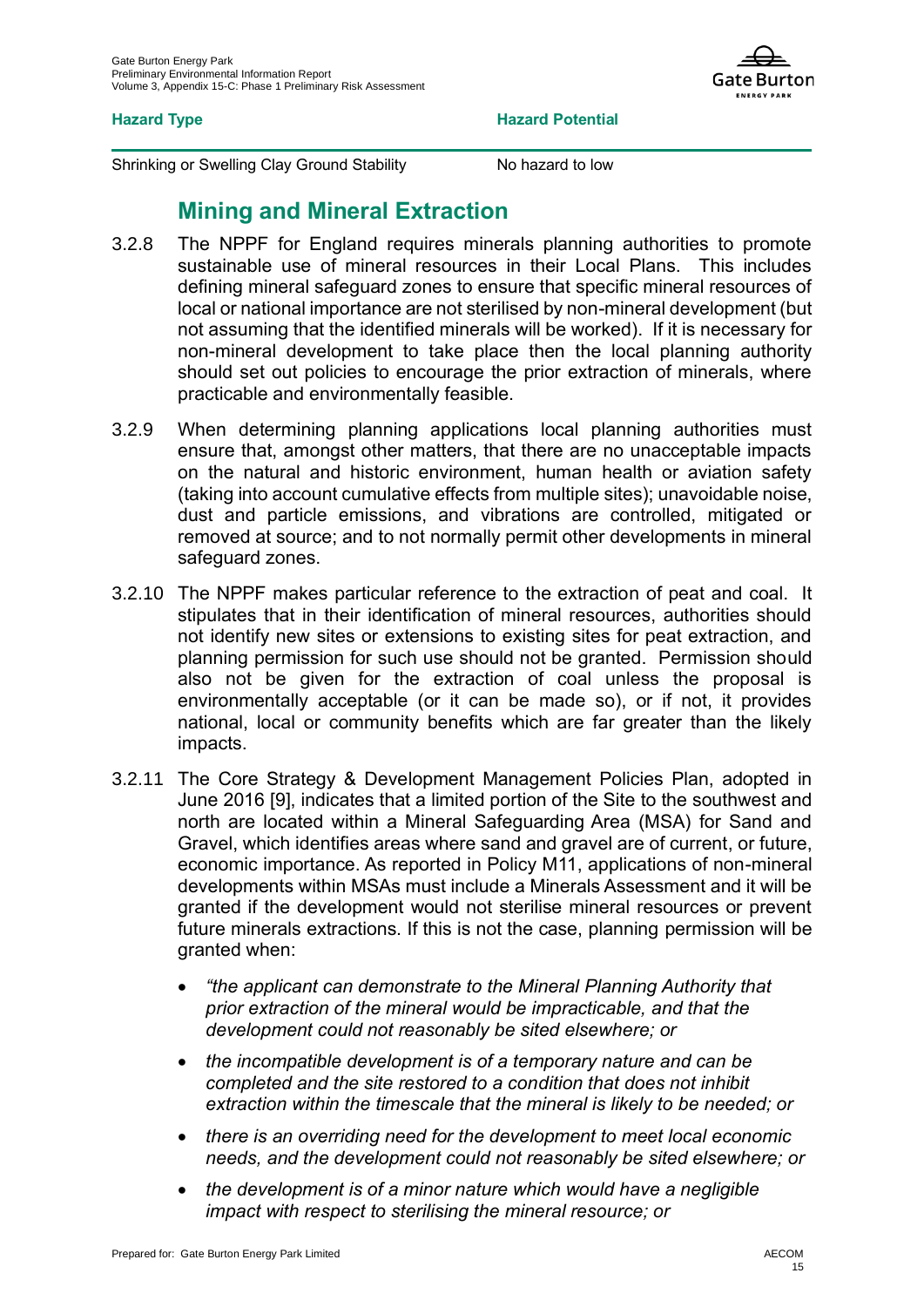| Hazard Type | Hazard Potential |
| --- | --- |
| Shrinking or Swelling Clay Ground Stability | No hazard to low |

## Mining and Mineral Extraction

3.2.8 The NPPF for England requires minerals planning authorities to promote sustainable use of mineral resources in their Local Plans. This includes defining mineral safeguard zones to ensure that specific mineral resources of local or national importance are not sterilised by non-mineral development (but not assuming that the identified minerals will be worked). If it is necessary for non-mineral development to take place then the local planning authority should set out policies to encourage the prior extraction of minerals, where practicable and environmentally feasible.

3.2.9 When determining planning applications local planning authorities must ensure that, amongst other matters, that there are no unacceptable impacts on the natural and historic environment, human health or aviation safety (taking into account cumulative effects from multiple sites); unavoidable noise, dust and particle emissions, and vibrations are controlled, mitigated or removed at source; and to not normally permit other developments in mineral safeguard zones.

3.2.10 The NPPF makes particular reference to the extraction of peat and coal. It stipulates that in their identification of mineral resources, authorities should not identify new sites or extensions to existing sites for peat extraction, and planning permission for such use should not be granted. Permission should also not be given for the extraction of coal unless the proposal is environmentally acceptable (or it can be made so), or if not, it provides national, local or community benefits which are far greater than the likely impacts.

3.2.11 The Core Strategy & Development Management Policies Plan, adopted in June 2016 [9], indicates that a limited portion of the Site to the southwest and north are located within a Mineral Safeguarding Area (MSA) for Sand and Gravel, which identifies areas where sand and gravel are of current, or future, economic importance. As reported in Policy M11, applications of non-mineral developments within MSAs must include a Minerals Assessment and it will be granted if the development would not sterilise mineral resources or prevent future minerals extractions. If this is not the case, planning permission will be granted when:

- *"the applicant can demonstrate to the Mineral Planning Authority that prior extraction of the mineral would be impracticable, and that the development could not reasonably be sited elsewhere; or*
- *the incompatible development is of a temporary nature and can be completed and the site restored to a condition that does not inhibit extraction within the timescale that the mineral is likely to be needed; or*
- *there is an overriding need for the development to meet local economic needs, and the development could not reasonably be sited elsewhere; or*
- *the development is of a minor nature which would have a negligible impact with respect to sterilising the mineral resource; or*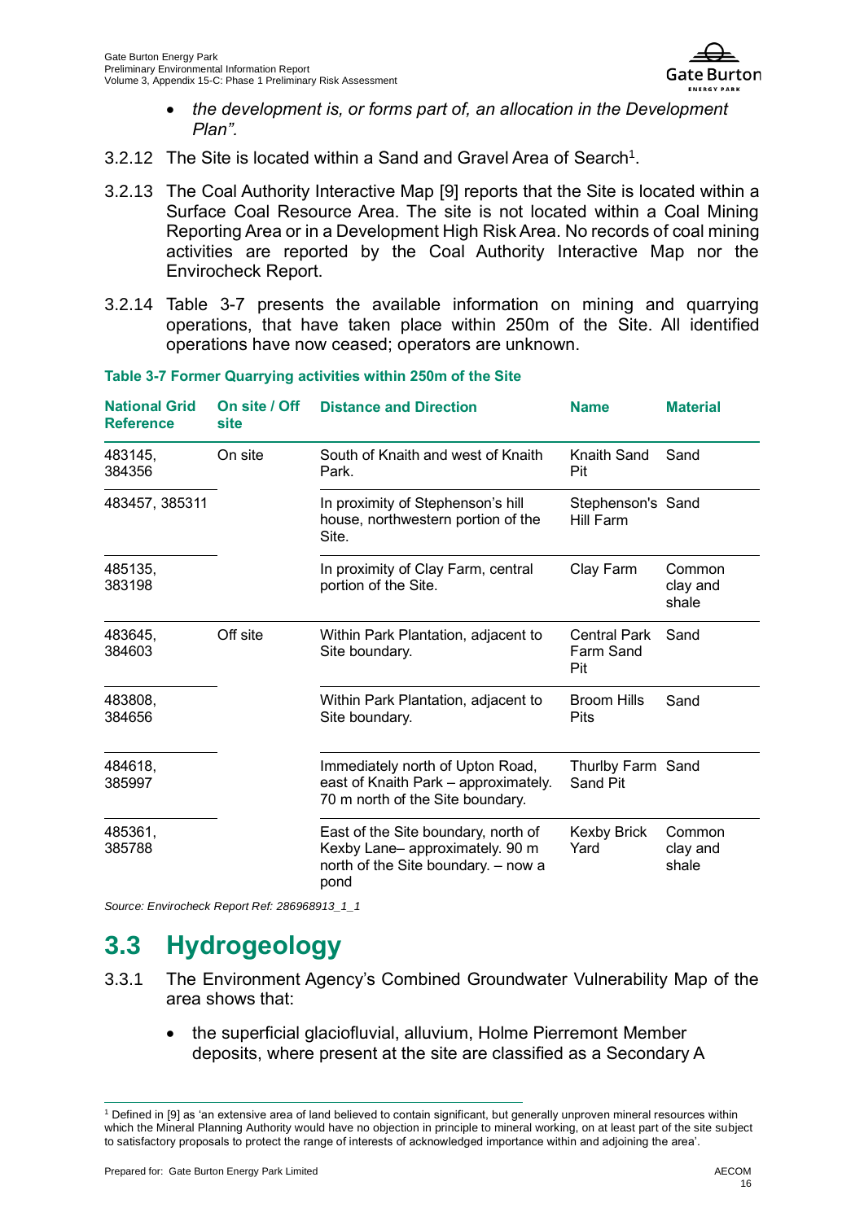- *the development is, or forms part of, an allocation in the Development Plan".*

3.2.12 The Site is located within a Sand and Gravel Area of Search[1].

3.2.13 The Coal Authority Interactive Map [9] reports that the Site is located within a Surface Coal Resource Area. The site is not located within a Coal Mining Reporting Area or in a Development High Risk Area. No records of coal mining activities are reported by the Coal Authority Interactive Map nor the Envirocheck Report.

3.2.14 Table 3-7 presents the available information on mining and quarrying operations, that have taken place within 250m of the Site. All identified operations have now ceased; operators are unknown.

**Table 3-7 Former Quarrying activities within 250m of the Site**

| National Grid Reference | On site / Off site | Distance and Direction | Name | Material |
|---|---|---|---|---|
| 483145, 384356 | On site | South of Knaith and west of Knaith Park. | Knaith Sand Pit | Sand |
| 483457, 385311 | | In proximity of Stephenson's hill house, northwestern portion of the Site. | Stephenson's Hill Farm | Sand |
| 485135, 383198 | | In proximity of Clay Farm, central portion of the Site. | Clay Farm | Common clay and shale |
| 483645, 384603 | Off site | Within Park Plantation, adjacent to Site boundary. | Central Park Farm Sand Pit | Sand |
| 483808, 384656 | | Within Park Plantation, adjacent to Site boundary. | Broom Hills Pits | Sand |
| 484618, 385997 | | Immediately north of Upton Road, east of Knaith Park – approximately. 70 m north of the Site boundary. | Thurlby Farm Sand Pit | Sand |
| 485361, 385788 | | East of the Site boundary, north of Kexby Lane– approximately. 90 m north of the Site boundary. – now a pond | Kexby Brick Yard | Common clay and shale |

*Source: Envirocheck Report Ref: 286968913_1_1*

## 3.3 Hydrogeology

3.3.1 The Environment Agency's Combined Groundwater Vulnerability Map of the area shows that:

- the superficial glaciofluvial, alluvium, Holme Pierremont Member deposits, where present at the site are classified as a Secondary A

[1] Defined in [9] as 'an extensive area of land believed to contain significant, but generally unproven mineral resources within which the Mineral Planning Authority would have no objection in principle to mineral working, on at least part of the site subject to satisfactory proposals to protect the range of interests of acknowledged importance within and adjoining the area'.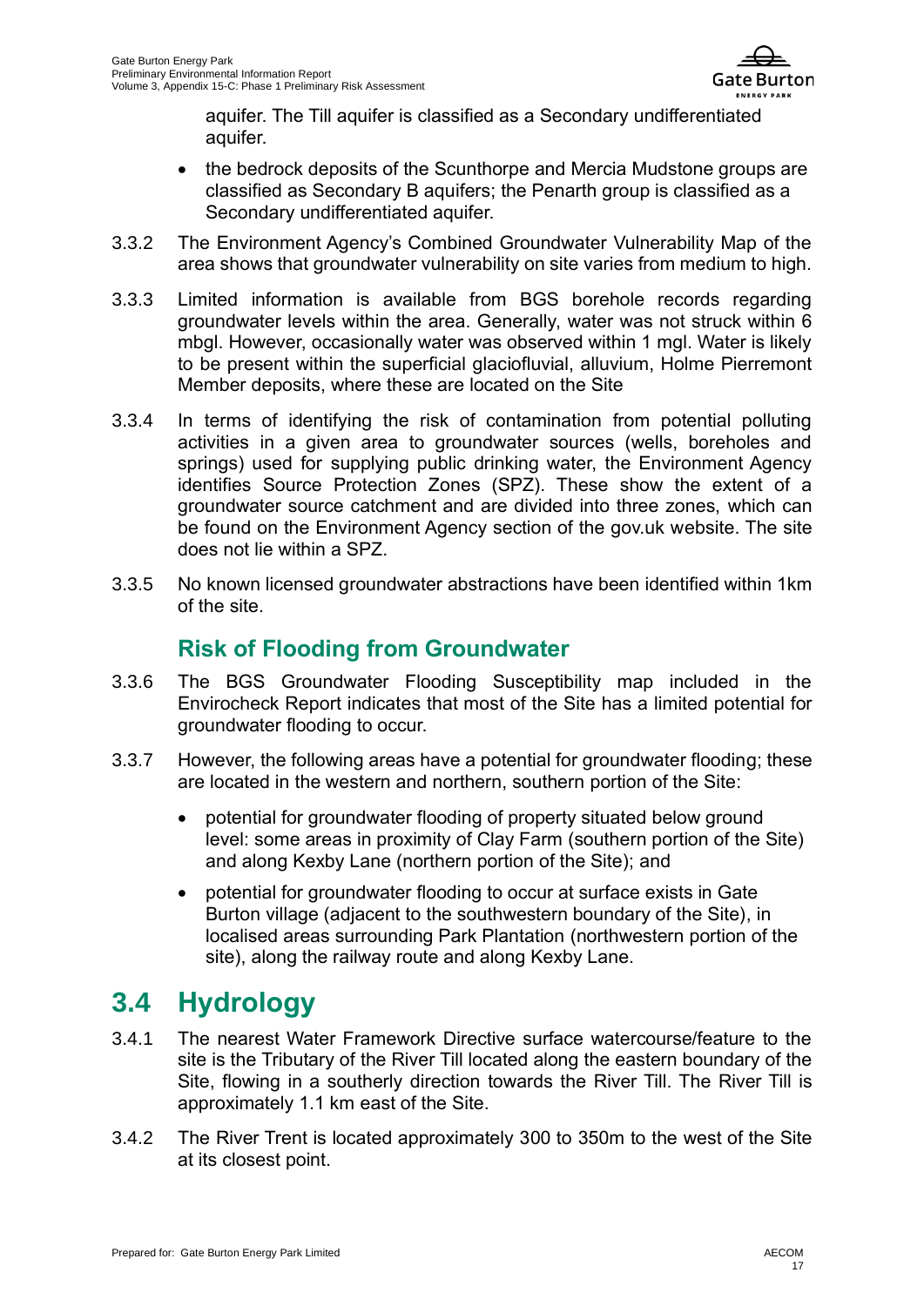aquifer. The Till aquifer is classified as a Secondary undifferentiated aquifer.

- the bedrock deposits of the Scunthorpe and Mercia Mudstone groups are classified as Secondary B aquifers; the Penarth group is classified as a Secondary undifferentiated aquifer.

3.3.2 The Environment Agency's Combined Groundwater Vulnerability Map of the area shows that groundwater vulnerability on site varies from medium to high.

3.3.3 Limited information is available from BGS borehole records regarding groundwater levels within the area. Generally, water was not struck within 6 mbgl. However, occasionally water was observed within 1 mgl. Water is likely to be present within the superficial glaciofluvial, alluvium, Holme Pierremont Member deposits, where these are located on the Site

3.3.4 In terms of identifying the risk of contamination from potential polluting activities in a given area to groundwater sources (wells, boreholes and springs) used for supplying public drinking water, the Environment Agency identifies Source Protection Zones (SPZ). These show the extent of a groundwater source catchment and are divided into three zones, which can be found on the Environment Agency section of the gov.uk website. The site does not lie within a SPZ.

3.3.5 No known licensed groundwater abstractions have been identified within 1km of the site.

### Risk of Flooding from Groundwater

3.3.6 The BGS Groundwater Flooding Susceptibility map included in the Envirocheck Report indicates that most of the Site has a limited potential for groundwater flooding to occur.

3.3.7 However, the following areas have a potential for groundwater flooding; these are located in the western and northern, southern portion of the Site:

- potential for groundwater flooding of property situated below ground level: some areas in proximity of Clay Farm (southern portion of the Site) and along Kexby Lane (northern portion of the Site); and
- potential for groundwater flooding to occur at surface exists in Gate Burton village (adjacent to the southwestern boundary of the Site), in localised areas surrounding Park Plantation (northwestern portion of the site), along the railway route and along Kexby Lane.

## 3.4 Hydrology

3.4.1 The nearest Water Framework Directive surface watercourse/feature to the site is the Tributary of the River Till located along the eastern boundary of the Site, flowing in a southerly direction towards the River Till. The River Till is approximately 1.1 km east of the Site.

3.4.2 The River Trent is located approximately 300 to 350m to the west of the Site at its closest point.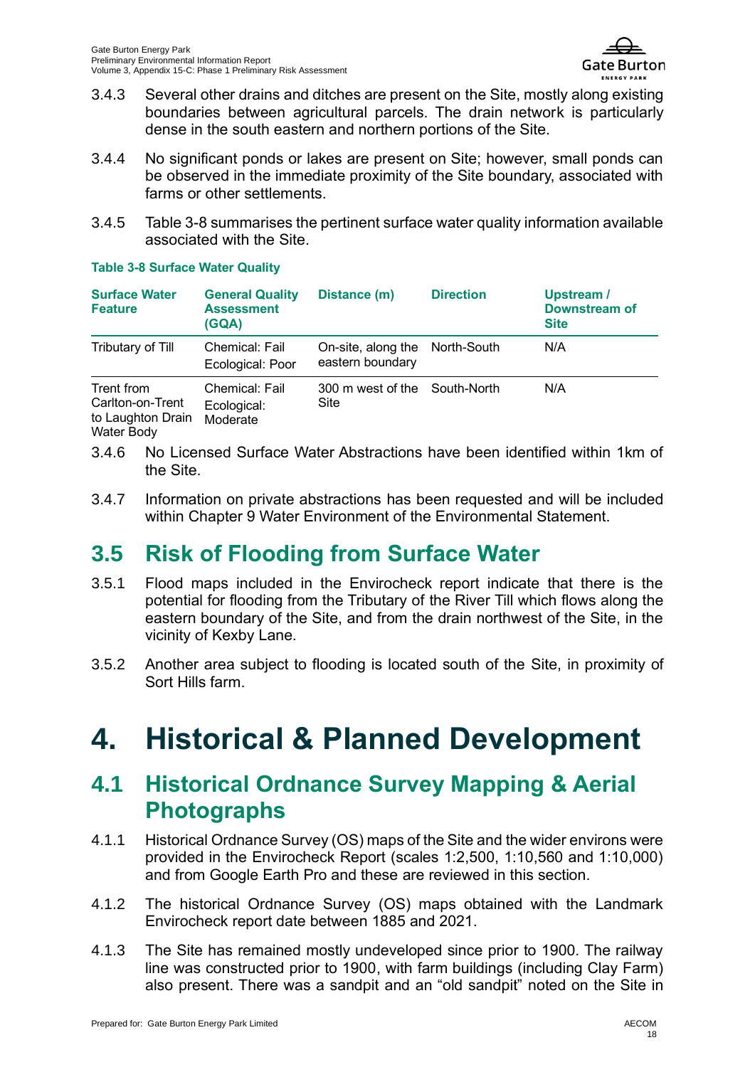3.4.3 Several other drains and ditches are present on the Site, mostly along existing boundaries between agricultural parcels. The drain network is particularly dense in the south eastern and northern portions of the Site.

3.4.4 No significant ponds or lakes are present on Site; however, small ponds can be observed in the immediate proximity of the Site boundary, associated with farms or other settlements.

3.4.5 Table 3-8 summarises the pertinent surface water quality information available associated with the Site.

**Table 3-8 Surface Water Quality**

| Surface Water Feature | General Quality Assessment (GQA) | Distance (m) | Direction | Upstream / Downstream of Site |
|---|---|---|---|---|
| Tributary of Till | Chemical: Fail<br>Ecological: Poor | On-site, along the eastern boundary | North-South | N/A |
| Trent from Carlton-on-Trent to Laughton Drain Water Body | Chemical: Fail<br>Ecological: Moderate | 300 m west of the Site | South-North | N/A |

3.4.6 No Licensed Surface Water Abstractions have been identified within 1km of the Site.

3.4.7 Information on private abstractions has been requested and will be included within Chapter 9 Water Environment of the Environmental Statement.

## 3.5 Risk of Flooding from Surface Water

3.5.1 Flood maps included in the Envirocheck report indicate that there is the potential for flooding from the Tributary of the River Till which flows along the eastern boundary of the Site, and from the drain northwest of the Site, in the vicinity of Kexby Lane.

3.5.2 Another area subject to flooding is located south of the Site, in proximity of Sort Hills farm.

# 4. Historical & Planned Development

## 4.1 Historical Ordnance Survey Mapping & Aerial Photographs

4.1.1 Historical Ordnance Survey (OS) maps of the Site and the wider environs were provided in the Envirocheck Report (scales 1:2,500, 1:10,560 and 1:10,000) and from Google Earth Pro and these are reviewed in this section.

4.1.2 The historical Ordnance Survey (OS) maps obtained with the Landmark Envirocheck report date between 1885 and 2021.

4.1.3 The Site has remained mostly undeveloped since prior to 1900. The railway line was constructed prior to 1900, with farm buildings (including Clay Farm) also present. There was a sandpit and an "old sandpit" noted on the Site in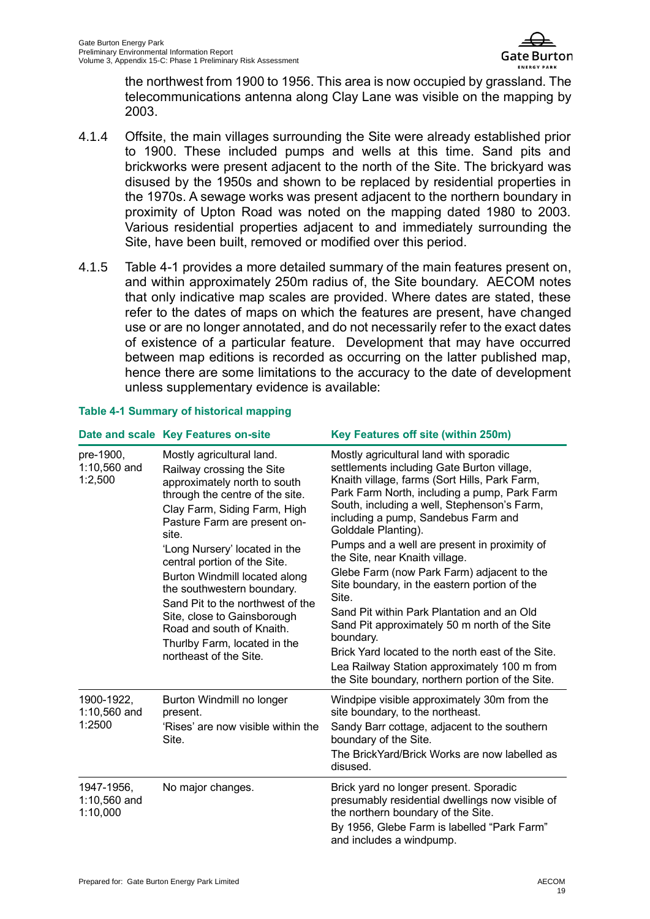the northwest from 1900 to 1956. This area is now occupied by grassland. The telecommunications antenna along Clay Lane was visible on the mapping by 2003.

4.1.4 Offsite, the main villages surrounding the Site were already established prior to 1900. These included pumps and wells at this time. Sand pits and brickworks were present adjacent to the north of the Site. The brickyard was disused by the 1950s and shown to be replaced by residential properties in the 1970s. A sewage works was present adjacent to the northern boundary in proximity of Upton Road was noted on the mapping dated 1980 to 2003. Various residential properties adjacent to and immediately surrounding the Site, have been built, removed or modified over this period.

4.1.5 Table 4-1 provides a more detailed summary of the main features present on, and within approximately 250m radius of, the Site boundary. AECOM notes that only indicative map scales are provided. Where dates are stated, these refer to the dates of maps on which the features are present, have changed use or are no longer annotated, and do not necessarily refer to the exact dates of existence of a particular feature. Development that may have occurred between map editions is recorded as occurring on the latter published map, hence there are some limitations to the accuracy to the date of development unless supplementary evidence is available:

**Table 4-1 Summary of historical mapping**

| Date and scale | Key Features on-site | Key Features off site (within 250m) |
|---|---|---|
| pre-1900, 1:10,560 and 1:2,500 | Mostly agricultural land.<br>Railway crossing the Site approximately north to south through the centre of the site.<br>Clay Farm, Siding Farm, High Pasture Farm are present on-site.<br>'Long Nursery' located in the central portion of the Site.<br>Burton Windmill located along the southwestern boundary.<br>Sand Pit to the northwest of the Site, close to Gainsborough Road and south of Knaith.<br>Thurlby Farm, located in the northeast of the Site. | Mostly agricultural land with sporadic settlements including Gate Burton village, Knaith village, farms (Sort Hills, Park Farm, Park Farm North, including a pump, Park Farm South, including a well, Stephenson's Farm, including a pump, Sandebus Farm and Golddale Planting).<br>Pumps and a well are present in proximity of the Site, near Knaith village.<br>Glebe Farm (now Park Farm) adjacent to the Site boundary, in the eastern portion of the Site.<br>Sand Pit within Park Plantation and an Old Sand Pit approximately 50 m north of the Site boundary.<br>Brick Yard located to the north east of the Site.<br>Lea Railway Station approximately 100 m from the Site boundary, northern portion of the Site. |
| 1900-1922, 1:10,560 and 1:2500 | Burton Windmill no longer present.<br>'Rises' are now visible within the Site. | Windpipe visible approximately 30m from the site boundary, to the northeast.<br>Sandy Barr cottage, adjacent to the southern boundary of the Site.<br>The BrickYard/Brick Works are now labelled as disused. |
| 1947-1956, 1:10,560 and 1:10,000 | No major changes. | Brick yard no longer present. Sporadic presumably residential dwellings now visible of the northern boundary of the Site.<br>By 1956, Glebe Farm is labelled "Park Farm" and includes a windpump. |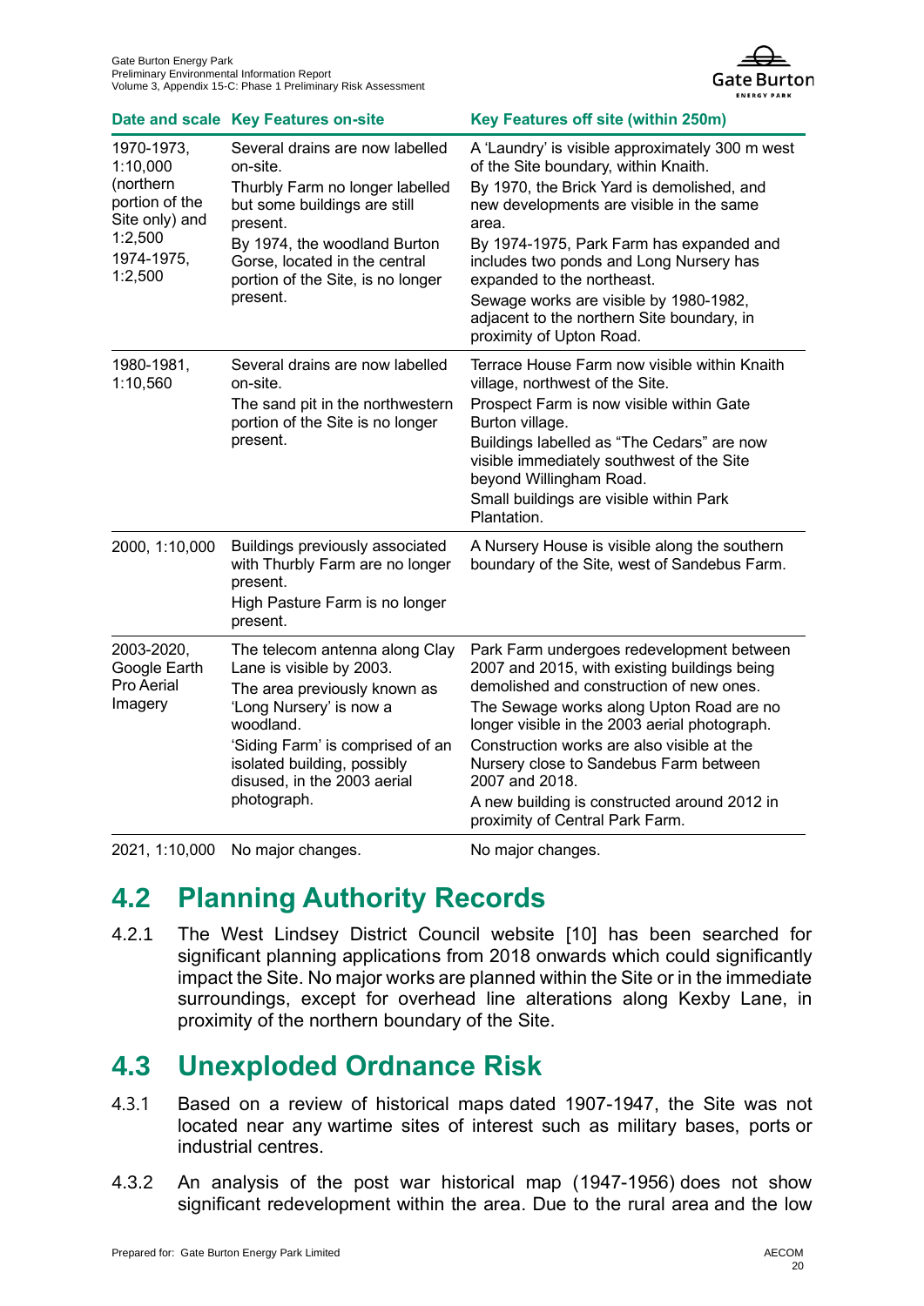| Date and scale | Key Features on-site | Key Features off site (within 250m) |
| --- | --- | --- |
| 1970-1973, 1:10,000 (northern portion of the Site only) and 1:2,500 1974-1975, 1:2,500 | Several drains are now labelled on-site. Thurbly Farm no longer labelled but some buildings are still present. By 1974, the woodland Burton Gorse, located in the central portion of the Site, is no longer present. | A 'Laundry' is visible approximately 300 m west of the Site boundary, within Knaith. By 1970, the Brick Yard is demolished, and new developments are visible in the same area. By 1974-1975, Park Farm has expanded and includes two ponds and Long Nursery has expanded to the northeast. Sewage works are visible by 1980-1982, adjacent to the northern Site boundary, in proximity of Upton Road. |
| 1980-1981, 1:10,560 | Several drains are now labelled on-site. The sand pit in the northwestern portion of the Site is no longer present. | Terrace House Farm now visible within Knaith village, northwest of the Site. Prospect Farm is now visible within Gate Burton village. Buildings labelled as "The Cedars" are now visible immediately southwest of the Site beyond Willingham Road. Small buildings are visible within Park Plantation. |
| 2000, 1:10,000 | Buildings previously associated with Thurbly Farm are no longer present. High Pasture Farm is no longer present. | A Nursery House is visible along the southern boundary of the Site, west of Sandebus Farm. |
| 2003-2020, Google Earth Pro Aerial Imagery | The telecom antenna along Clay Lane is visible by 2003. The area previously known as 'Long Nursery' is now a woodland. 'Siding Farm' is comprised of an isolated building, possibly disused, in the 2003 aerial photograph. | Park Farm undergoes redevelopment between 2007 and 2015, with existing buildings being demolished and construction of new ones. The Sewage works along Upton Road are no longer visible in the 2003 aerial photograph. Construction works are also visible at the Nursery close to Sandebus Farm between 2007 and 2018. A new building is constructed around 2012 in proximity of Central Park Farm. |
| 2021, 1:10,000 | No major changes. | No major changes. |

## 4.2 Planning Authority Records

4.2.1 The West Lindsey District Council website [10] has been searched for significant planning applications from 2018 onwards which could significantly impact the Site. No major works are planned within the Site or in the immediate surroundings, except for overhead line alterations along Kexby Lane, in proximity of the northern boundary of the Site.

## 4.3 Unexploded Ordnance Risk

4.3.1 Based on a review of historical maps dated 1907-1947, the Site was not located near any wartime sites of interest such as military bases, ports or industrial centres.

4.3.2 An analysis of the post war historical map (1947-1956) does not show significant redevelopment within the area. Due to the rural area and the low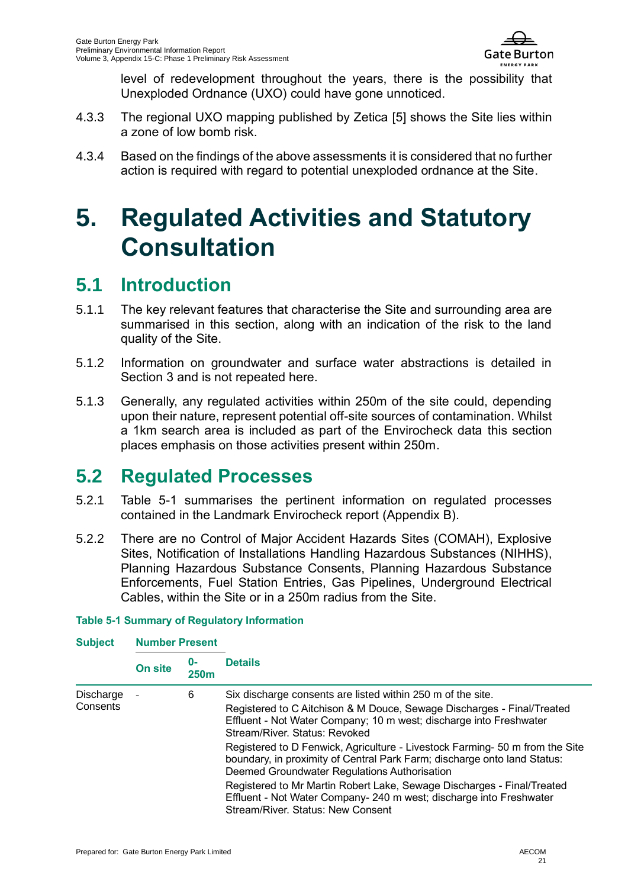level of redevelopment throughout the years, there is the possibility that Unexploded Ordnance (UXO) could have gone unnoticed.

4.3.3 The regional UXO mapping published by Zetica [5] shows the Site lies within a zone of low bomb risk.

4.3.4 Based on the findings of the above assessments it is considered that no further action is required with regard to potential unexploded ordnance at the Site.

# 5. Regulated Activities and Statutory Consultation

## 5.1 Introduction

5.1.1 The key relevant features that characterise the Site and surrounding area are summarised in this section, along with an indication of the risk to the land quality of the Site.

5.1.2 Information on groundwater and surface water abstractions is detailed in Section 3 and is not repeated here.

5.1.3 Generally, any regulated activities within 250m of the site could, depending upon their nature, represent potential off-site sources of contamination. Whilst a 1km search area is included as part of the Envirocheck data this section places emphasis on those activities present within 250m.

## 5.2 Regulated Processes

5.2.1 Table 5-1 summarises the pertinent information on regulated processes contained in the Landmark Envirocheck report (Appendix B).

5.2.2 There are no Control of Major Accident Hazards Sites (COMAH), Explosive Sites, Notification of Installations Handling Hazardous Substances (NIHHS), Planning Hazardous Substance Consents, Planning Hazardous Substance Enforcements, Fuel Station Entries, Gas Pipelines, Underground Electrical Cables, within the Site or in a 250m radius from the Site.

**Table 5-1 Summary of Regulatory Information**

| Subject | Number Present | | Details |
|---|---|---|---|
| | On site | 0-250m | |
| Discharge Consents | - | 6 | Six discharge consents are listed within 250 m of the site.<br>Registered to C Aitchison & M Douce, Sewage Discharges - Final/Treated Effluent - Not Water Company; 10 m west; discharge into Freshwater Stream/River. Status: Revoked<br>Registered to D Fenwick, Agriculture - Livestock Farming- 50 m from the Site boundary, in proximity of Central Park Farm; discharge onto land Status: Deemed Groundwater Regulations Authorisation<br>Registered to Mr Martin Robert Lake, Sewage Discharges - Final/Treated Effluent - Not Water Company- 240 m west; discharge into Freshwater Stream/River. Status: New Consent |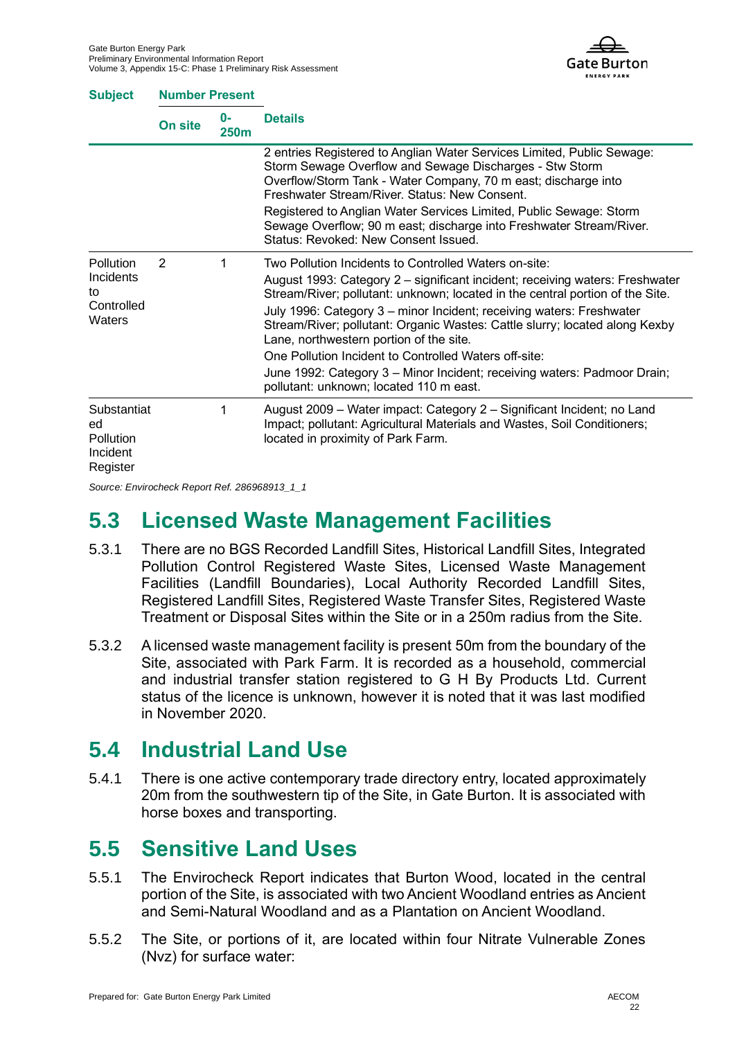| Subject | Number Present | | Details |
|---|---|---|---|
| | On site | 0-250m | |
| | | | 2 entries Registered to Anglian Water Services Limited, Public Sewage: Storm Sewage Overflow and Sewage Discharges - Stw Storm Overflow/Storm Tank - Water Company, 70 m east; discharge into Freshwater Stream/River. Status: New Consent.<br>Registered to Anglian Water Services Limited, Public Sewage: Storm Sewage Overflow; 90 m east; discharge into Freshwater Stream/River. Status: Revoked: New Consent Issued. |
| Pollution Incidents to Controlled Waters | 2 | 1 | Two Pollution Incidents to Controlled Waters on-site:<br>August 1993: Category 2 – significant incident; receiving waters: Freshwater Stream/River; pollutant: unknown; located in the central portion of the Site.<br>July 1996: Category 3 – minor Incident; receiving waters: Freshwater Stream/River; pollutant: Organic Wastes: Cattle slurry; located along Kexby Lane, northwestern portion of the site.<br>One Pollution Incident to Controlled Waters off-site:<br>June 1992: Category 3 – Minor Incident; receiving waters: Padmoor Drain; pollutant: unknown; located 110 m east. |
| Substantiated Pollution Incident Register | | 1 | August 2009 – Water impact: Category 2 – Significant Incident; no Land Impact; pollutant: Agricultural Materials and Wastes, Soil Conditioners; located in proximity of Park Farm. |

*Source: Envirocheck Report Ref. 286968913_1_1*

## 5.3 Licensed Waste Management Facilities

5.3.1 There are no BGS Recorded Landfill Sites, Historical Landfill Sites, Integrated Pollution Control Registered Waste Sites, Licensed Waste Management Facilities (Landfill Boundaries), Local Authority Recorded Landfill Sites, Registered Landfill Sites, Registered Waste Transfer Sites, Registered Waste Treatment or Disposal Sites within the Site or in a 250m radius from the Site.

5.3.2 A licensed waste management facility is present 50m from the boundary of the Site, associated with Park Farm. It is recorded as a household, commercial and industrial transfer station registered to G H By Products Ltd. Current status of the licence is unknown, however it is noted that it was last modified in November 2020.

## 5.4 Industrial Land Use

5.4.1 There is one active contemporary trade directory entry, located approximately 20m from the southwestern tip of the Site, in Gate Burton. It is associated with horse boxes and transporting.

## 5.5 Sensitive Land Uses

5.5.1 The Envirocheck Report indicates that Burton Wood, located in the central portion of the Site, is associated with two Ancient Woodland entries as Ancient and Semi-Natural Woodland and as a Plantation on Ancient Woodland.

5.5.2 The Site, or portions of it, are located within four Nitrate Vulnerable Zones (Nvz) for surface water: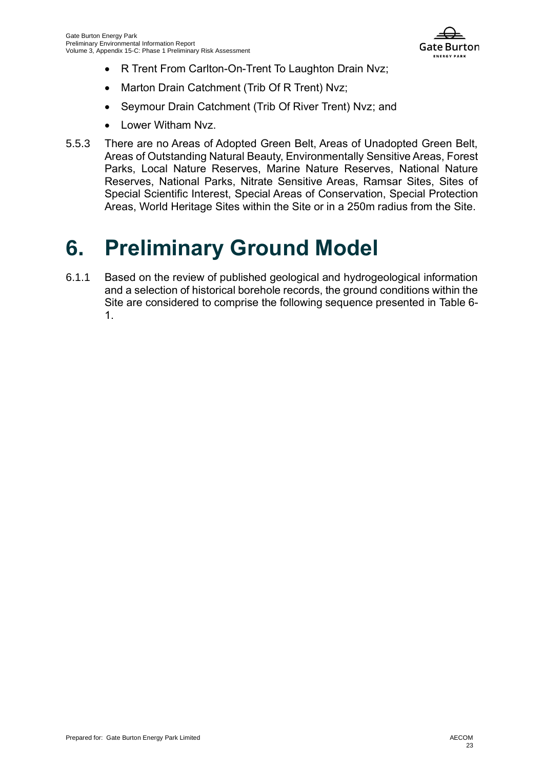- R Trent From Carlton-On-Trent To Laughton Drain Nvz;
- Marton Drain Catchment (Trib Of R Trent) Nvz;
- Seymour Drain Catchment (Trib Of River Trent) Nvz; and
- Lower Witham Nvz.

5.5.3 There are no Areas of Adopted Green Belt, Areas of Unadopted Green Belt, Areas of Outstanding Natural Beauty, Environmentally Sensitive Areas, Forest Parks, Local Nature Reserves, Marine Nature Reserves, National Nature Reserves, National Parks, Nitrate Sensitive Areas, Ramsar Sites, Sites of Special Scientific Interest, Special Areas of Conservation, Special Protection Areas, World Heritage Sites within the Site or in a 250m radius from the Site.

# 6. Preliminary Ground Model

6.1.1 Based on the review of published geological and hydrogeological information and a selection of historical borehole records, the ground conditions within the Site are considered to comprise the following sequence presented in Table 6-1.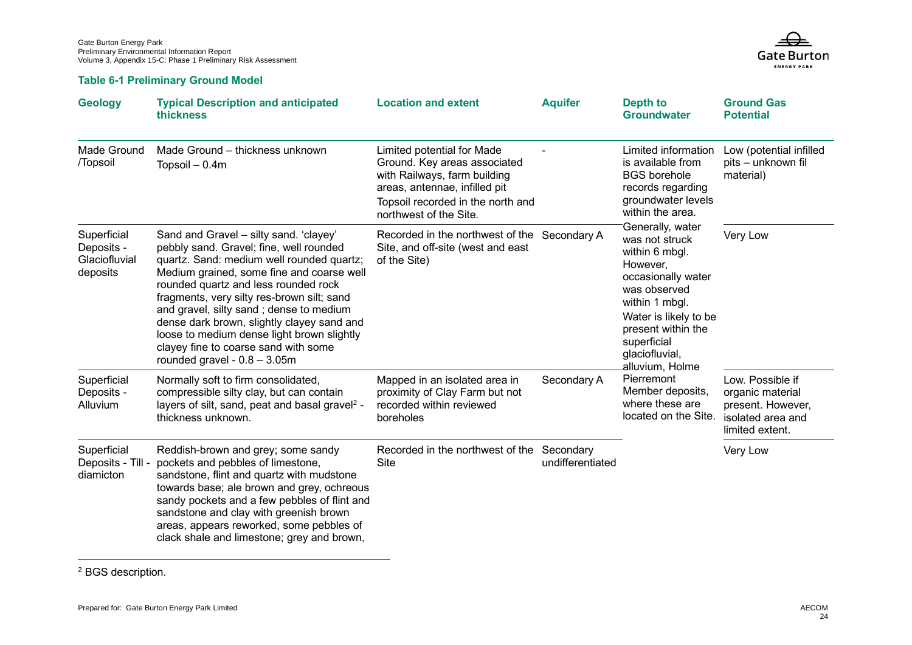**Table 6-1 Preliminary Ground Model**

| Geology | Typical Description and anticipated thickness | Location and extent | Aquifer | Depth to Groundwater | Ground Gas Potential |
|---|---|---|---|---|---|
| Made Ground /Topsoil | Made Ground – thickness unknown<br>Topsoil – 0.4m | Limited potential for Made Ground. Key areas associated with Railways, farm building areas, antennae, infilled pit<br>Topsoil recorded in the north and northwest of the Site. | - | Limited information is available from BGS borehole records regarding groundwater levels within the area.<br>Generally, water was not struck within 6 mbgl. However, occasionally water was observed within 1 mbgl.<br>Water is likely to be present within the superficial glaciofluvial, alluvium, Holme Pierremont Member deposits, where these are located on the Site. | Low (potential infilled pits – unknown fil material) |
| Superficial Deposits - Glaciofluvial deposits | Sand and Gravel – silty sand. 'clayey' pebbly sand. Gravel; fine, well rounded quartz. Sand: medium well rounded quartz; Medium grained, some fine and coarse well rounded quartz and less rounded rock fragments, very silty res-brown silt; sand and gravel, silty sand ; dense to medium dense dark brown, slightly clayey sand and loose to medium dense light brown slightly clayey fine to coarse sand with some rounded gravel - 0.8 – 3.05m | Recorded in the northwest of the Site, and off-site (west and east of the Site) | Secondary A | | Very Low |
| Superficial Deposits - Alluvium | Normally soft to firm consolidated, compressible silty clay, but can contain layers of silt, sand, peat and basal gravel[2] - thickness unknown. | Mapped in an isolated area in proximity of Clay Farm but not recorded within reviewed boreholes | Secondary A | | Low. Possible if organic material present. However, isolated area and limited extent. |
| Superficial Deposits - Till - diamicton | Reddish-brown and grey; some sandy pockets and pebbles of limestone, sandstone, flint and quartz with mudstone towards base; ale brown and grey, ochreous sandy pockets and a few pebbles of flint and sandstone and clay with greenish brown areas, appears reworked, some pebbles of clack shale and limestone; grey and brown, | Recorded in the northwest of the Site | Secondary undifferentiated | | Very Low |

[2] BGS description.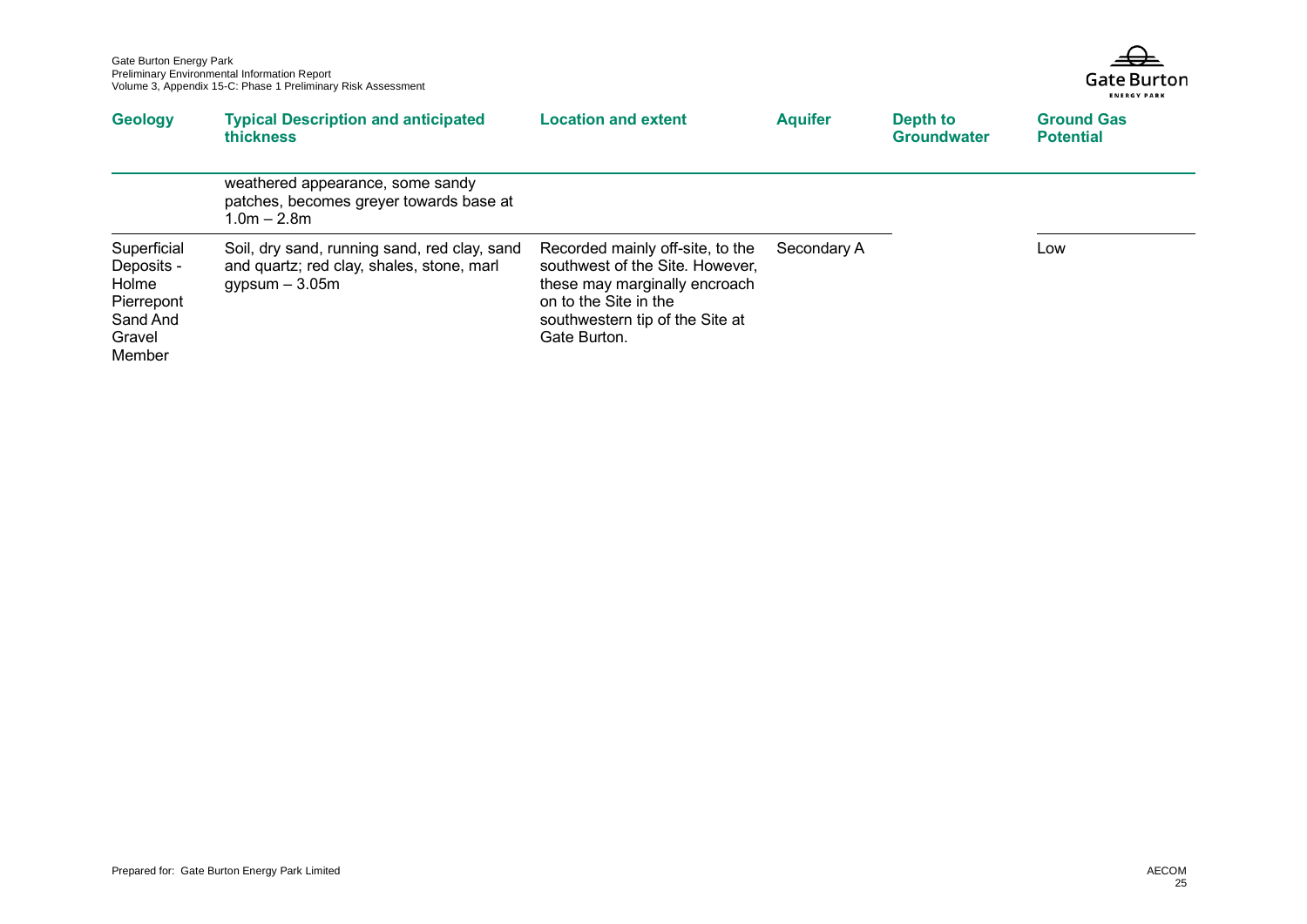| Geology | Typical Description and anticipated thickness | Location and extent | Aquifer | Depth to Groundwater | Ground Gas Potential |
|---|---|---|---|---|---|
| | weathered appearance, some sandy patches, becomes greyer towards base at 1.0m – 2.8m | | | | |
| Superficial Deposits - Holme Pierrepont Sand And Gravel Member | Soil, dry sand, running sand, red clay, sand and quartz; red clay, shales, stone, marl gypsum – 3.05m | Recorded mainly off-site, to the southwest of the Site. However, these may marginally encroach on to the Site in the southwestern tip of the Site at Gate Burton. | Secondary A | | Low |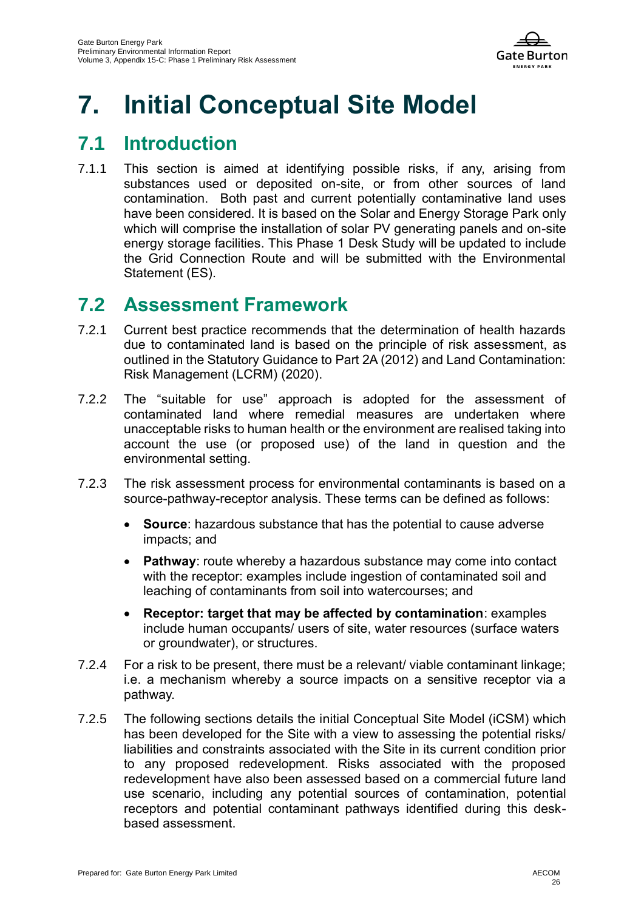# 7. Initial Conceptual Site Model

## 7.1 Introduction

7.1.1 This section is aimed at identifying possible risks, if any, arising from substances used or deposited on-site, or from other sources of land contamination. Both past and current potentially contaminative land uses have been considered. It is based on the Solar and Energy Storage Park only which will comprise the installation of solar PV generating panels and on-site energy storage facilities. This Phase 1 Desk Study will be updated to include the Grid Connection Route and will be submitted with the Environmental Statement (ES).

## 7.2 Assessment Framework

7.2.1 Current best practice recommends that the determination of health hazards due to contaminated land is based on the principle of risk assessment, as outlined in the Statutory Guidance to Part 2A (2012) and Land Contamination: Risk Management (LCRM) (2020).

7.2.2 The "suitable for use" approach is adopted for the assessment of contaminated land where remedial measures are undertaken where unacceptable risks to human health or the environment are realised taking into account the use (or proposed use) of the land in question and the environmental setting.

7.2.3 The risk assessment process for environmental contaminants is based on a source-pathway-receptor analysis. These terms can be defined as follows:

- **Source**: hazardous substance that has the potential to cause adverse impacts; and
- **Pathway**: route whereby a hazardous substance may come into contact with the receptor: examples include ingestion of contaminated soil and leaching of contaminants from soil into watercourses; and
- **Receptor: target that may be affected by contamination**: examples include human occupants/ users of site, water resources (surface waters or groundwater), or structures.

7.2.4 For a risk to be present, there must be a relevant/ viable contaminant linkage; i.e. a mechanism whereby a source impacts on a sensitive receptor via a pathway.

7.2.5 The following sections details the initial Conceptual Site Model (iCSM) which has been developed for the Site with a view to assessing the potential risks/ liabilities and constraints associated with the Site in its current condition prior to any proposed redevelopment. Risks associated with the proposed redevelopment have also been assessed based on a commercial future land use scenario, including any potential sources of contamination, potential receptors and potential contaminant pathways identified during this desk-based assessment.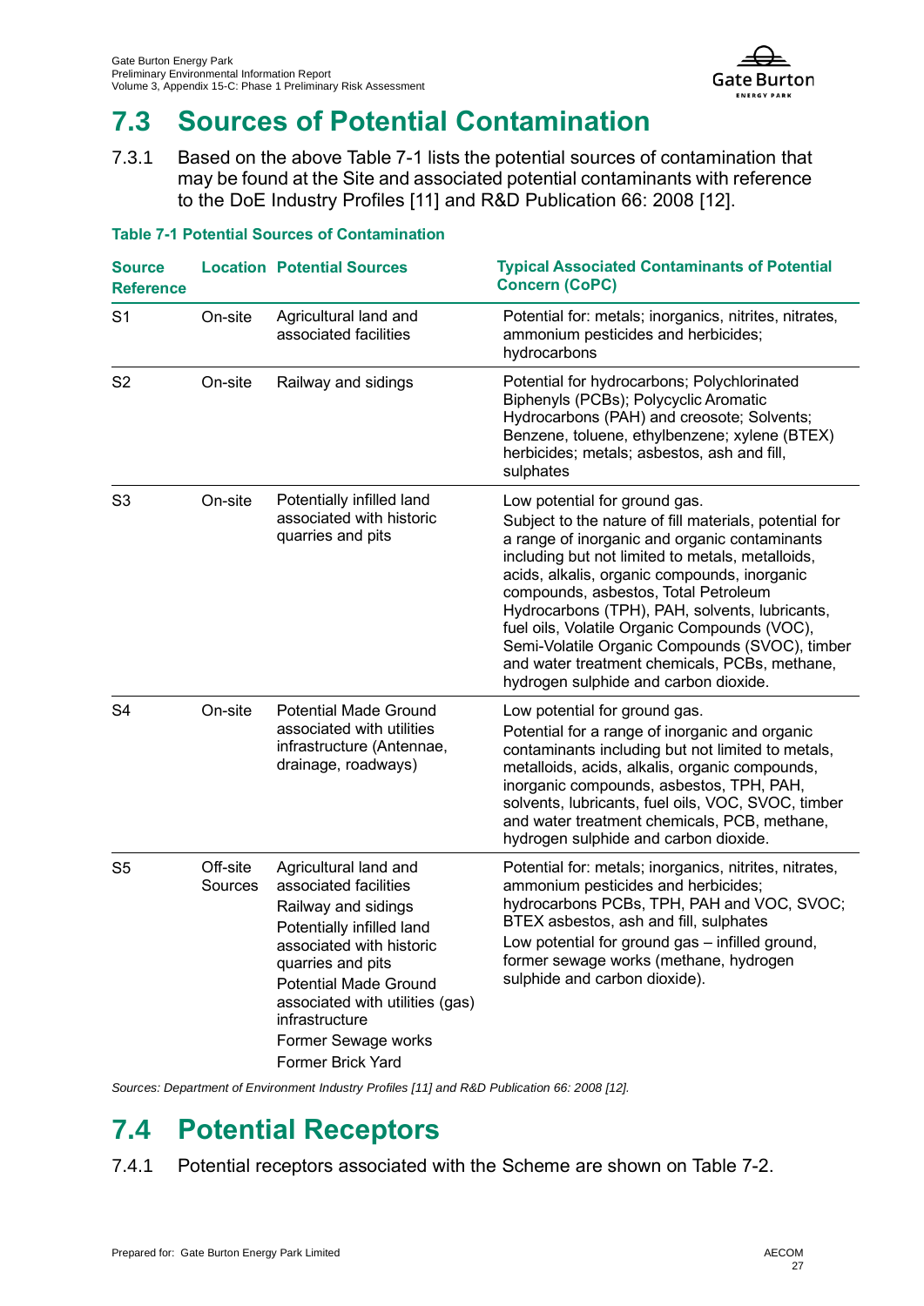## 7.3 Sources of Potential Contamination

7.3.1 Based on the above Table 7-1 lists the potential sources of contamination that may be found at the Site and associated potential contaminants with reference to the DoE Industry Profiles [11] and R&D Publication 66: 2008 [12].

**Table 7-1 Potential Sources of Contamination**

| Source Reference | Location | Potential Sources | Typical Associated Contaminants of Potential Concern (CoPC) |
|---|---|---|---|
| S1 | On-site | Agricultural land and associated facilities | Potential for: metals; inorganics, nitrites, nitrates, ammonium pesticides and herbicides; hydrocarbons |
| S2 | On-site | Railway and sidings | Potential for hydrocarbons; Polychlorinated Biphenyls (PCBs); Polycyclic Aromatic Hydrocarbons (PAH) and creosote; Solvents; Benzene, toluene, ethylbenzene; xylene (BTEX) herbicides; metals; asbestos, ash and fill, sulphates |
| S3 | On-site | Potentially infilled land associated with historic quarries and pits | Low potential for ground gas.<br>Subject to the nature of fill materials, potential for a range of inorganic and organic contaminants including but not limited to metals, metalloids, acids, alkalis, organic compounds, inorganic compounds, asbestos, Total Petroleum Hydrocarbons (TPH), PAH, solvents, lubricants, fuel oils, Volatile Organic Compounds (VOC), Semi-Volatile Organic Compounds (SVOC), timber and water treatment chemicals, PCBs, methane, hydrogen sulphide and carbon dioxide. |
| S4 | On-site | Potential Made Ground associated with utilities infrastructure (Antennae, drainage, roadways) | Low potential for ground gas.<br>Potential for a range of inorganic and organic contaminants including but not limited to metals, metalloids, acids, alkalis, organic compounds, inorganic compounds, asbestos, TPH, PAH, solvents, lubricants, fuel oils, VOC, SVOC, timber and water treatment chemicals, PCB, methane, hydrogen sulphide and carbon dioxide. |
| S5 | Off-site Sources | Agricultural land and associated facilities<br>Railway and sidings<br>Potentially infilled land associated with historic quarries and pits<br>Potential Made Ground associated with utilities (gas) infrastructure<br>Former Sewage works<br>Former Brick Yard | Potential for: metals; inorganics, nitrites, nitrates, ammonium pesticides and herbicides; hydrocarbons PCBs, TPH, PAH and VOC, SVOC; BTEX asbestos, ash and fill, sulphates<br>Low potential for ground gas – infilled ground, former sewage works (methane, hydrogen sulphide and carbon dioxide). |

*Sources: Department of Environment Industry Profiles [11] and R&D Publication 66: 2008 [12].*

## 7.4 Potential Receptors

7.4.1 Potential receptors associated with the Scheme are shown on Table 7-2.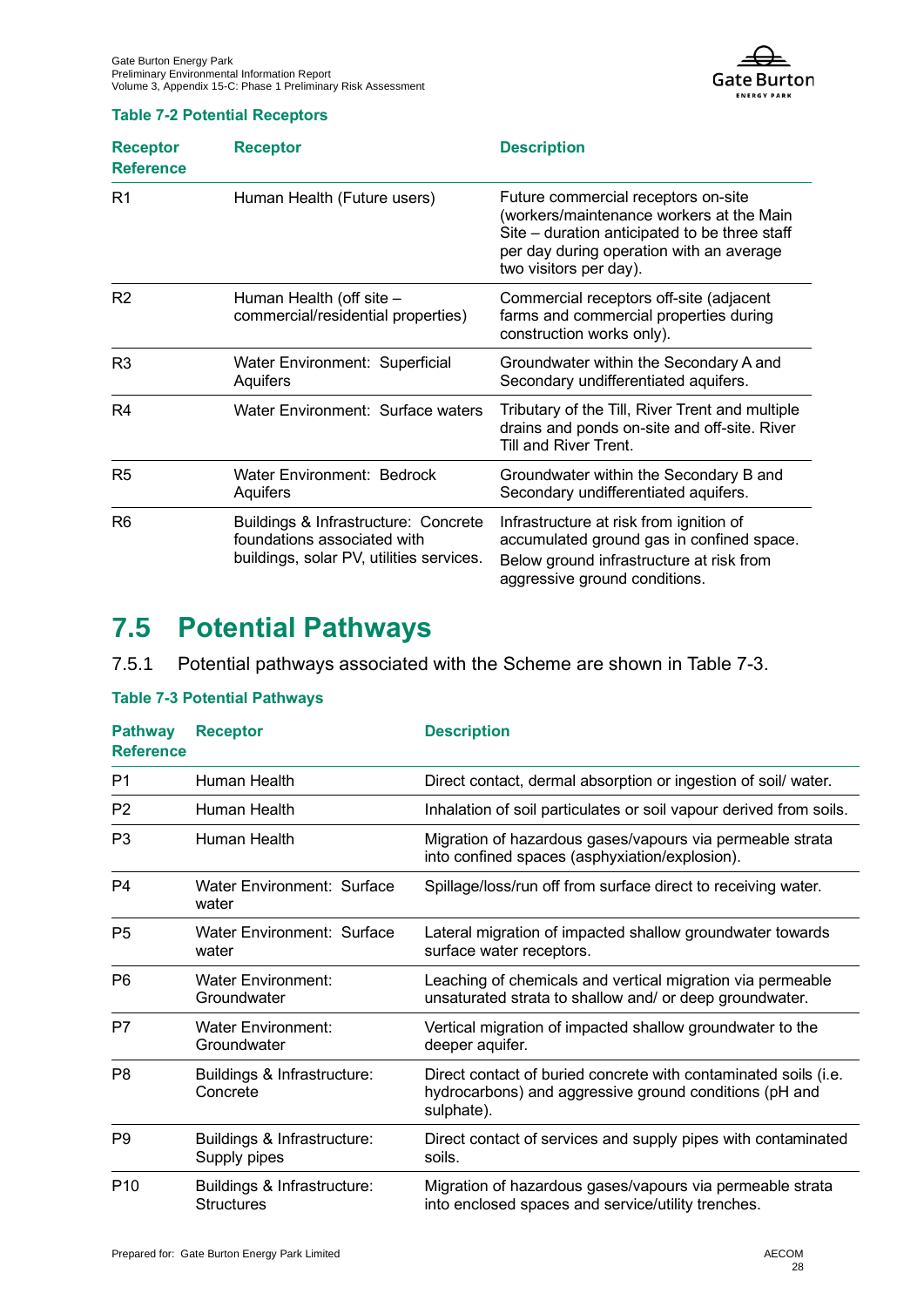**Table 7-2 Potential Receptors**

| Receptor Reference | Receptor | Description |
|---|---|---|
| R1 | Human Health (Future users) | Future commercial receptors on-site (workers/maintenance workers at the Main Site – duration anticipated to be three staff per day during operation with an average two visitors per day). |
| R2 | Human Health (off site – commercial/residential properties) | Commercial receptors off-site (adjacent farms and commercial properties during construction works only). |
| R3 | Water Environment: Superficial Aquifers | Groundwater within the Secondary A and Secondary undifferentiated aquifers. |
| R4 | Water Environment: Surface waters | Tributary of the Till, River Trent and multiple drains and ponds on-site and off-site. River Till and River Trent. |
| R5 | Water Environment: Bedrock Aquifers | Groundwater within the Secondary B and Secondary undifferentiated aquifers. |
| R6 | Buildings & Infrastructure: Concrete foundations associated with buildings, solar PV, utilities services. | Infrastructure at risk from ignition of accumulated ground gas in confined space. Below ground infrastructure at risk from aggressive ground conditions. |

## 7.5 Potential Pathways

7.5.1 Potential pathways associated with the Scheme are shown in Table 7-3.

**Table 7-3 Potential Pathways**

| Pathway Reference | Receptor | Description |
|---|---|---|
| P1 | Human Health | Direct contact, dermal absorption or ingestion of soil/ water. |
| P2 | Human Health | Inhalation of soil particulates or soil vapour derived from soils. |
| P3 | Human Health | Migration of hazardous gases/vapours via permeable strata into confined spaces (asphyxiation/explosion). |
| P4 | Water Environment: Surface water | Spillage/loss/run off from surface direct to receiving water. |
| P5 | Water Environment: Surface water | Lateral migration of impacted shallow groundwater towards surface water receptors. |
| P6 | Water Environment: Groundwater | Leaching of chemicals and vertical migration via permeable unsaturated strata to shallow and/ or deep groundwater. |
| P7 | Water Environment: Groundwater | Vertical migration of impacted shallow groundwater to the deeper aquifer. |
| P8 | Buildings & Infrastructure: Concrete | Direct contact of buried concrete with contaminated soils (i.e. hydrocarbons) and aggressive ground conditions (pH and sulphate). |
| P9 | Buildings & Infrastructure: Supply pipes | Direct contact of services and supply pipes with contaminated soils. |
| P10 | Buildings & Infrastructure: Structures | Migration of hazardous gases/vapours via permeable strata into enclosed spaces and service/utility trenches. |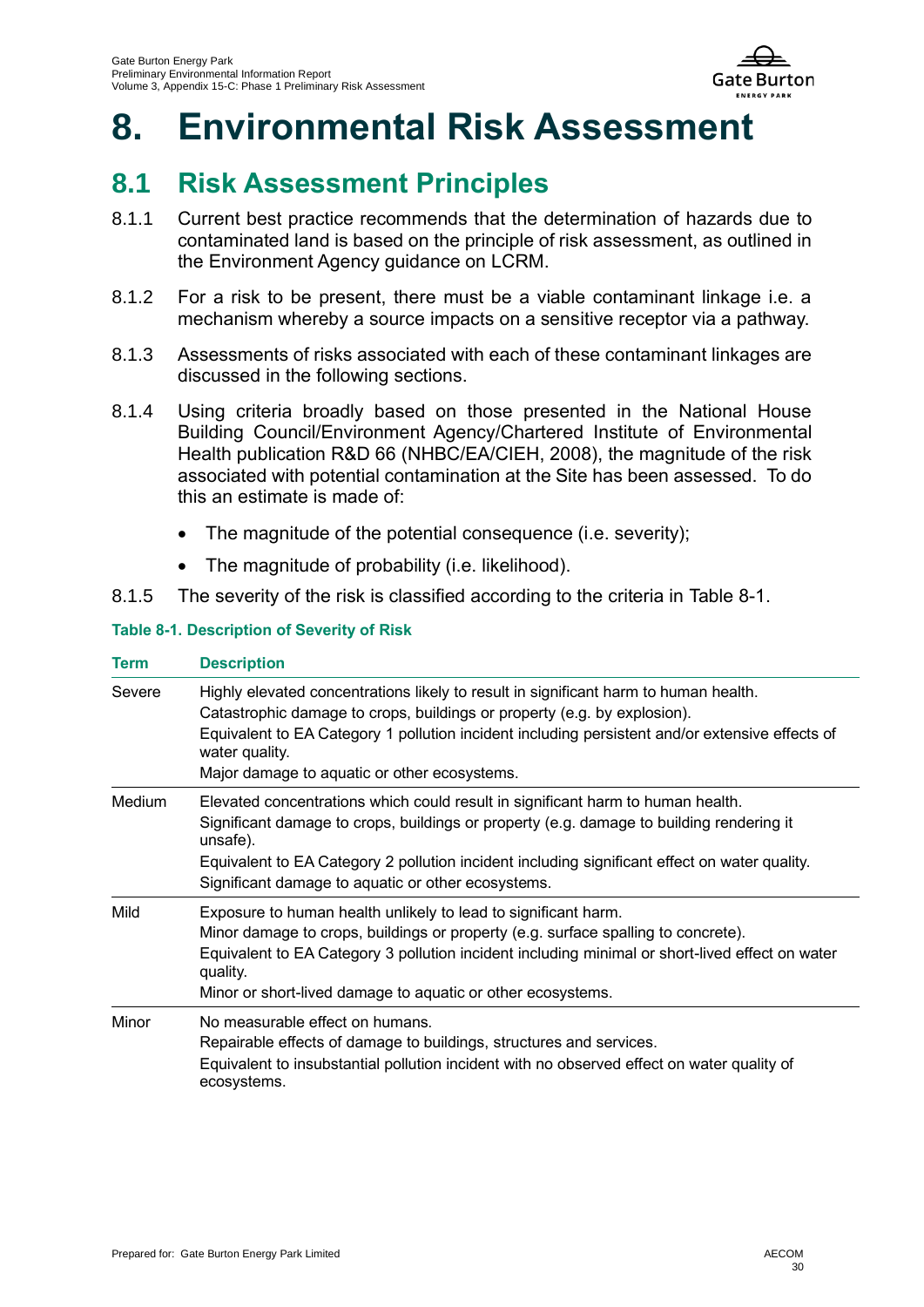# 8. Environmental Risk Assessment

## 8.1 Risk Assessment Principles

8.1.1 Current best practice recommends that the determination of hazards due to contaminated land is based on the principle of risk assessment, as outlined in the Environment Agency guidance on LCRM.

8.1.2 For a risk to be present, there must be a viable contaminant linkage i.e. a mechanism whereby a source impacts on a sensitive receptor via a pathway.

8.1.3 Assessments of risks associated with each of these contaminant linkages are discussed in the following sections.

8.1.4 Using criteria broadly based on those presented in the National House Building Council/Environment Agency/Chartered Institute of Environmental Health publication R&D 66 (NHBC/EA/CIEH, 2008), the magnitude of the risk associated with potential contamination at the Site has been assessed. To do this an estimate is made of:

- The magnitude of the potential consequence (i.e. severity);
- The magnitude of probability (i.e. likelihood).

8.1.5 The severity of the risk is classified according to the criteria in Table 8-1.

**Table 8-1. Description of Severity of Risk**

| Term | Description |
|---|---|
| Severe | Highly elevated concentrations likely to result in significant harm to human health.<br>Catastrophic damage to crops, buildings or property (e.g. by explosion).<br>Equivalent to EA Category 1 pollution incident including persistent and/or extensive effects of water quality.<br>Major damage to aquatic or other ecosystems. |
| Medium | Elevated concentrations which could result in significant harm to human health.<br>Significant damage to crops, buildings or property (e.g. damage to building rendering it unsafe).<br>Equivalent to EA Category 2 pollution incident including significant effect on water quality.<br>Significant damage to aquatic or other ecosystems. |
| Mild | Exposure to human health unlikely to lead to significant harm.<br>Minor damage to crops, buildings or property (e.g. surface spalling to concrete).<br>Equivalent to EA Category 3 pollution incident including minimal or short-lived effect on water quality.<br>Minor or short-lived damage to aquatic or other ecosystems. |
| Minor | No measurable effect on humans.<br>Repairable effects of damage to buildings, structures and services.<br>Equivalent to insubstantial pollution incident with no observed effect on water quality of ecosystems. |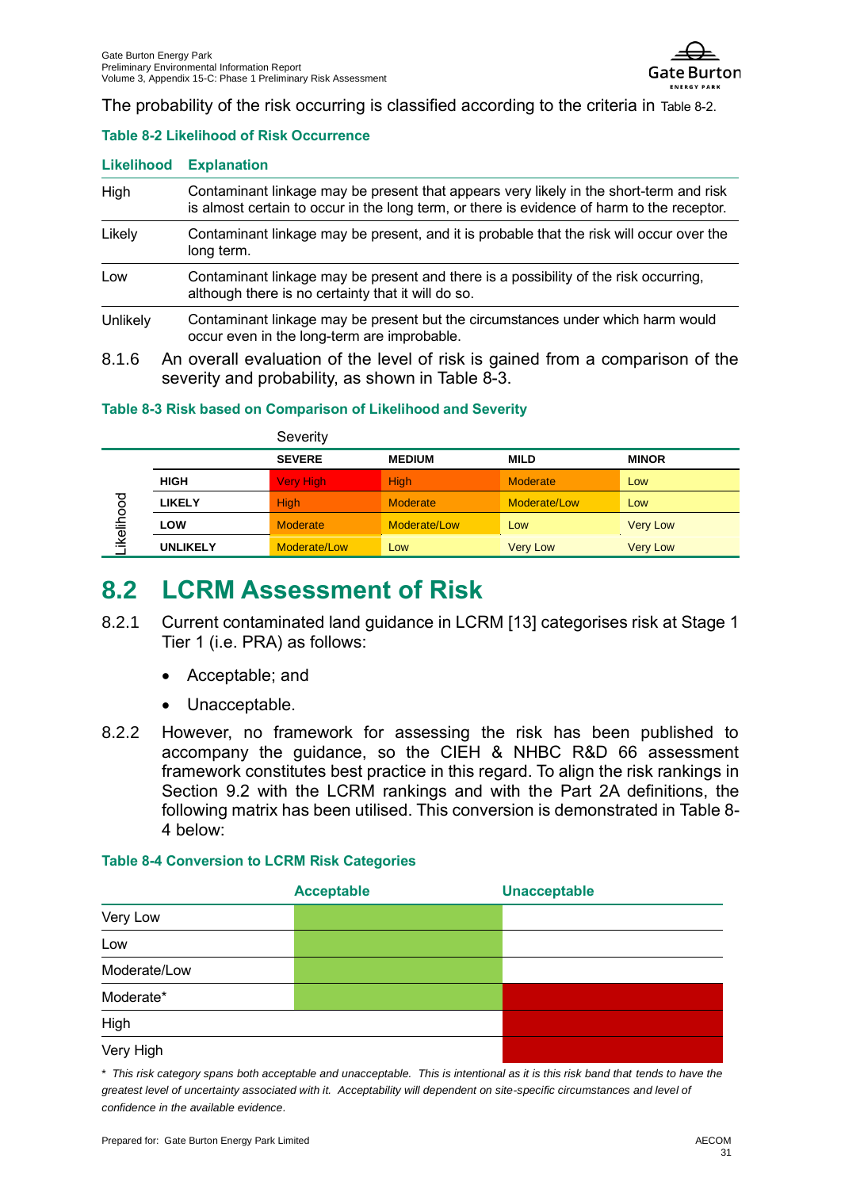The probability of the risk occurring is classified according to the criteria in Table 8-2.

**Table 8-2 Likelihood of Risk Occurrence**

| Likelihood | Explanation |
|---|---|
| High | Contaminant linkage may be present that appears very likely in the short-term and risk is almost certain to occur in the long term, or there is evidence of harm to the receptor. |
| Likely | Contaminant linkage may be present, and it is probable that the risk will occur over the long term. |
| Low | Contaminant linkage may be present and there is a possibility of the risk occurring, although there is no certainty that it will do so. |
| Unlikely | Contaminant linkage may be present but the circumstances under which harm would occur even in the long-term are improbable. |

8.1.6 An overall evaluation of the level of risk is gained from a comparison of the severity and probability, as shown in Table 8-3.

**Table 8-3 Risk based on Comparison of Likelihood and Severity**

| | | Severity | | | |
|---|---|---|---|---|---|
| | | **SEVERE** | **MEDIUM** | **MILD** | **MINOR** |
| Likelihood | **HIGH** | Very High | High | Moderate | Low |
| | **LIKELY** | High | Moderate | Moderate/Low | Low |
| | **LOW** | Moderate | Moderate/Low | Low | Very Low |
| | **UNLIKELY** | Moderate/Low | Low | Very Low | Very Low |

## 8.2 LCRM Assessment of Risk

8.2.1 Current contaminated land guidance in LCRM [13] categorises risk at Stage 1 Tier 1 (i.e. PRA) as follows:

- Acceptable; and
- Unacceptable.

8.2.2 However, no framework for assessing the risk has been published to accompany the guidance, so the CIEH & NHBC R&D 66 assessment framework constitutes best practice in this regard. To align the risk rankings in Section 9.2 with the LCRM rankings and with the Part 2A definitions, the following matrix has been utilised. This conversion is demonstrated in Table 8-4 below:

**Table 8-4 Conversion to LCRM Risk Categories**

| | Acceptable | Unacceptable |
|---|---|---|
| Very Low | ✓ | |
| Low | ✓ | |
| Moderate/Low | ✓ | |
| Moderate* | ✓ | ✓ |
| High | | ✓ |
| Very High | | ✓ |

*\* This risk category spans both acceptable and unacceptable. This is intentional as it is this risk band that tends to have the greatest level of uncertainty associated with it. Acceptability will dependent on site-specific circumstances and level of confidence in the available evidence.*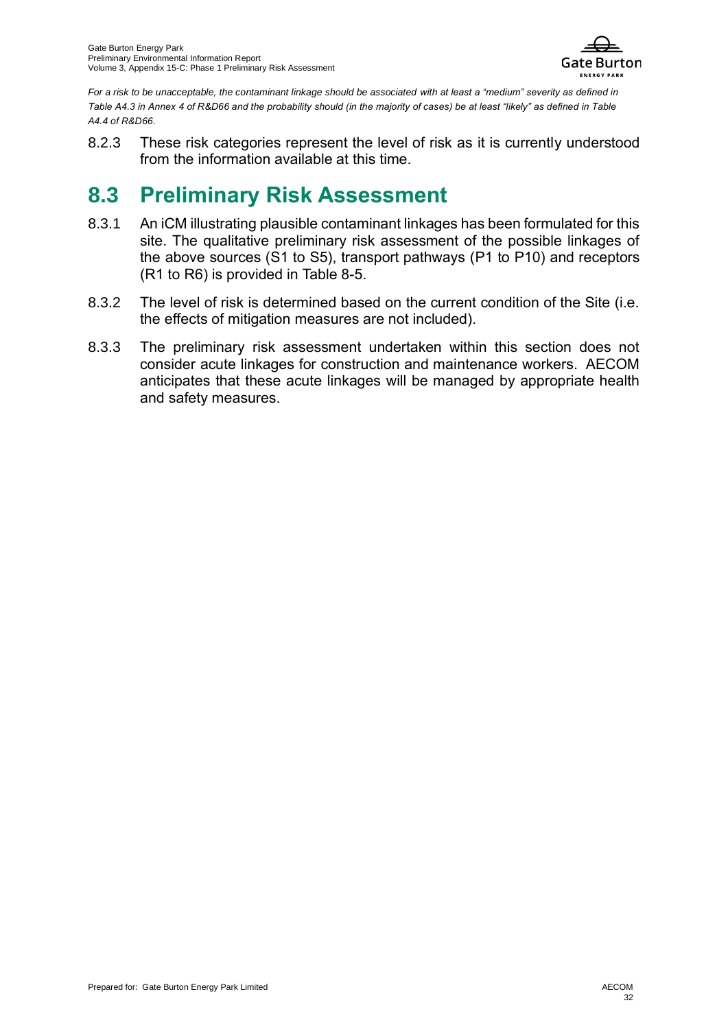*For a risk to be unacceptable, the contaminant linkage should be associated with at least a "medium" severity as defined in Table A4.3 in Annex 4 of R&D66 and the probability should (in the majority of cases) be at least "likely" as defined in Table A4.4 of R&D66.*

8.2.3 These risk categories represent the level of risk as it is currently understood from the information available at this time.

## 8.3 Preliminary Risk Assessment

8.3.1 An iCM illustrating plausible contaminant linkages has been formulated for this site. The qualitative preliminary risk assessment of the possible linkages of the above sources (S1 to S5), transport pathways (P1 to P10) and receptors (R1 to R6) is provided in Table 8-5.

8.3.2 The level of risk is determined based on the current condition of the Site (i.e. the effects of mitigation measures are not included).

8.3.3 The preliminary risk assessment undertaken within this section does not consider acute linkages for construction and maintenance workers. AECOM anticipates that these acute linkages will be managed by appropriate health and safety measures.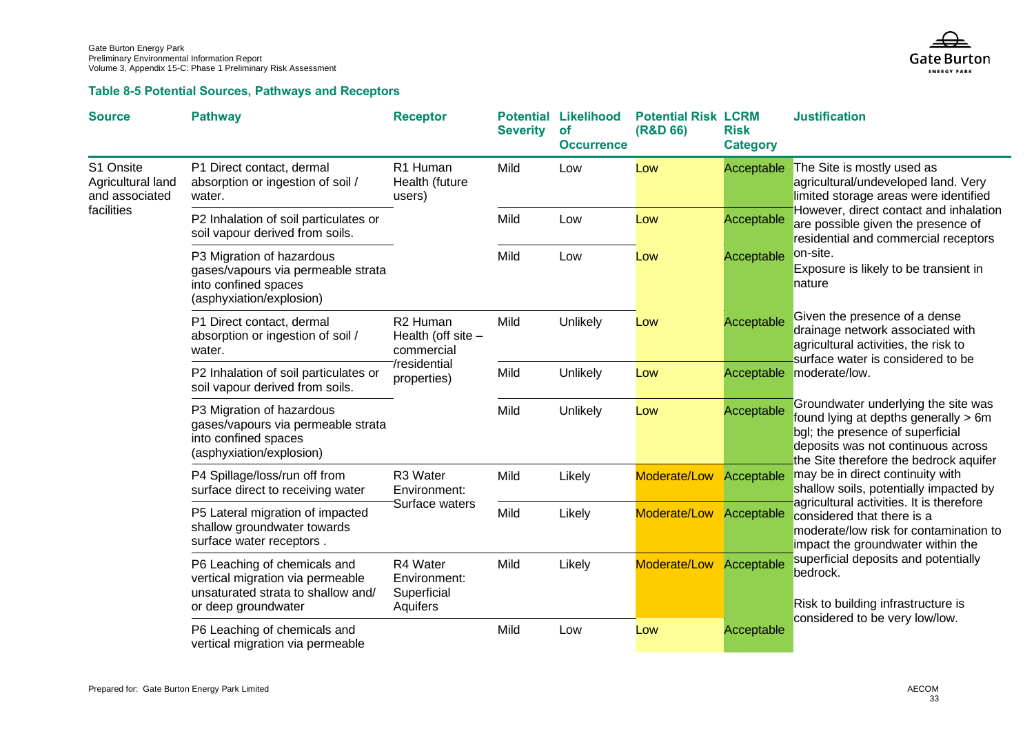### Table 8-5 Potential Sources, Pathways and Receptors

| Source | Pathway | Receptor | Potential Severity | Likelihood of Occurrence | Potential Risk (R&D 66) | LCRM Risk Category | Justification |
|---|---|---|---|---|---|---|---|
| S1 Onsite Agricultural land and associated facilities | P1 Direct contact, dermal absorption or ingestion of soil / water. | R1 Human Health (future users) | Mild | Low | Low | Acceptable | The Site is mostly used as agricultural/undeveloped land. Very limited storage areas were identified However, direct contact and inhalation are possible given the presence of residential and commercial receptors on-site. Exposure is likely to be transient in nature<br><br>Given the presence of a dense drainage network associated with agricultural activities, the risk to surface water is considered to be moderate/low.<br><br>Groundwater underlying the site was found lying at depths generally > 6m bgl; the presence of superficial deposits was not continuous across the Site therefore the bedrock aquifer may be in direct continuity with shallow soils, potentially impacted by agricultural activities. It is therefore considered that there is a moderate/low risk for contamination to impact the groundwater within the superficial deposits and potentially bedrock.<br><br>Risk to building infrastructure is considered to be very low/low. |
| | P2 Inhalation of soil particulates or soil vapour derived from soils. | | Mild | Low | Low | Acceptable | |
| | P3 Migration of hazardous gases/vapours via permeable strata into confined spaces (asphyxiation/explosion) | | Mild | Low | Low | Acceptable | |
| | P1 Direct contact, dermal absorption or ingestion of soil / water. | R2 Human Health (off site – commercial /residential properties) | Mild | Unlikely | Low | Acceptable | |
| | P2 Inhalation of soil particulates or soil vapour derived from soils. | | Mild | Unlikely | Low | Acceptable | |
| | P3 Migration of hazardous gases/vapours via permeable strata into confined spaces (asphyxiation/explosion) | | Mild | Unlikely | Low | Acceptable | |
| | P4 Spillage/loss/run off from surface direct to receiving water | R3 Water Environment: Surface waters | Mild | Likely | Moderate/Low | Acceptable | |
| | P5 Lateral migration of impacted shallow groundwater towards surface water receptors . | | Mild | Likely | Moderate/Low | Acceptable | |
| | P6 Leaching of chemicals and vertical migration via permeable unsaturated strata to shallow and/ or deep groundwater | R4 Water Environment: Superficial Aquifers | Mild | Likely | Moderate/Low | Acceptable | |
| | P6 Leaching of chemicals and vertical migration via permeable | | Mild | Low | Low | Acceptable | |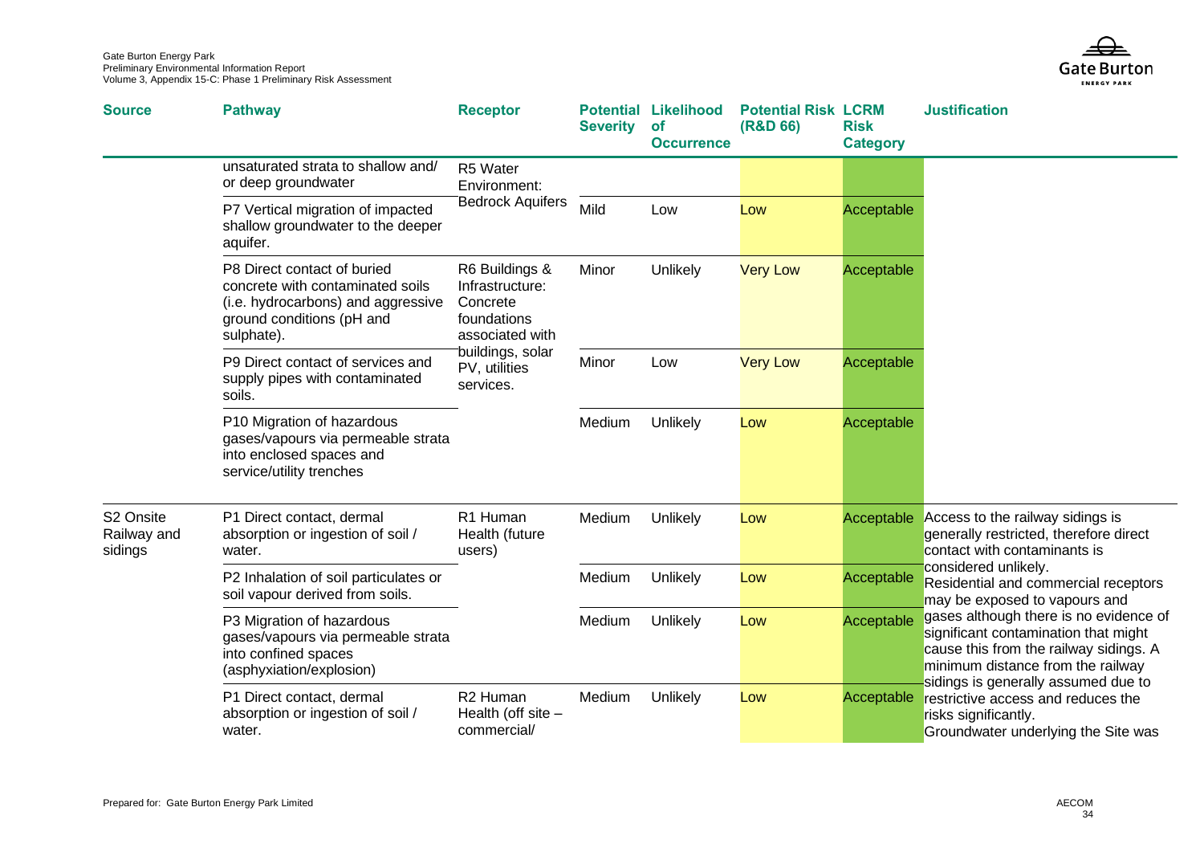| Source | Pathway | Receptor | Potential Severity | Likelihood of Occurrence | Potential Risk (R&D 66) | LCRM Risk Category | Justification |
|---|---|---|---|---|---|---|---|
| | unsaturated strata to shallow and/ or deep groundwater | R5 Water Environment: Bedrock Aquifers | | | | | |
| | P7 Vertical migration of impacted shallow groundwater to the deeper aquifer. | | Mild | Low | Low | Acceptable | |
| | P8 Direct contact of buried concrete with contaminated soils (i.e. hydrocarbons) and aggressive ground conditions (pH and sulphate). | R6 Buildings & Infrastructure: Concrete foundations associated with buildings, solar PV, utilities services. | Minor | Unlikely | Very Low | Acceptable | |
| | P9 Direct contact of services and supply pipes with contaminated soils. | | Minor | Low | Very Low | Acceptable | |
| | P10 Migration of hazardous gases/vapours via permeable strata into enclosed spaces and service/utility trenches | | Medium | Unlikely | Low | Acceptable | |
| S2 Onsite Railway and sidings | P1 Direct contact, dermal absorption or ingestion of soil / water. | R1 Human Health (future users) | Medium | Unlikely | Low | Acceptable | Access to the railway sidings is generally restricted, therefore direct contact with contaminants is considered unlikely. Residential and commercial receptors may be exposed to vapours and gases although there is no evidence of significant contamination that might cause this from the railway sidings. A minimum distance from the railway sidings is generally assumed due to restrictive access and reduces the risks significantly. Groundwater underlying the Site was |
| | P2 Inhalation of soil particulates or soil vapour derived from soils. | | Medium | Unlikely | Low | Acceptable | |
| | P3 Migration of hazardous gases/vapours via permeable strata into confined spaces (asphyxiation/explosion) | | Medium | Unlikely | Low | Acceptable | |
| | P1 Direct contact, dermal absorption or ingestion of soil / water. | R2 Human Health (off site – commercial/ | Medium | Unlikely | Low | Acceptable | |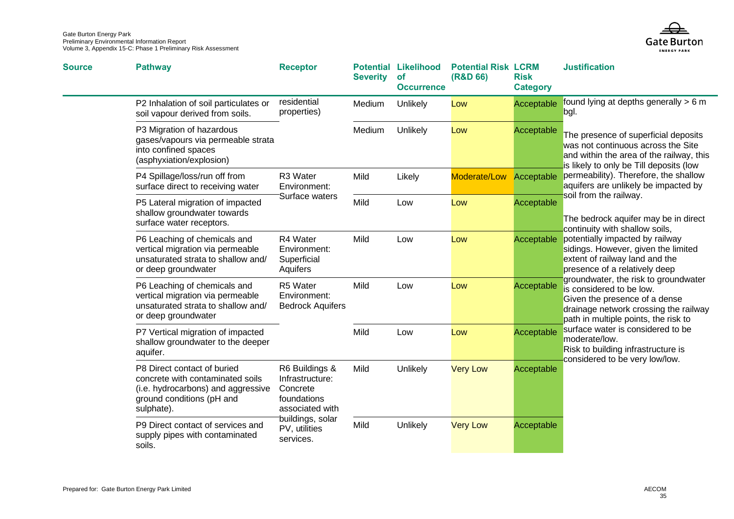| Source | Pathway | Receptor | Potential Severity | Likelihood of Occurrence | Potential Risk (R&D 66) | LCRM Risk Category | Justification |
|---|---|---|---|---|---|---|---|
| | P2 Inhalation of soil particulates or soil vapour derived from soils. | residential properties) | Medium | Unlikely | Low | Acceptable | found lying at depths generally > 6 m bgl. |
| | P3 Migration of hazardous gases/vapours via permeable strata into confined spaces (asphyxiation/explosion) | | Medium | Unlikely | Low | Acceptable | The presence of superficial deposits was not continuous across the Site and within the area of the railway, this is likely to only be Till deposits (low permeability). Therefore, the shallow aquifers are unlikely be impacted by soil from the railway.<br><br>The bedrock aquifer may be in direct continuity with shallow soils, potentially impacted by railway sidings. However, given the limited extent of railway land and the presence of a relatively deep groundwater, the risk to groundwater is considered to be low.<br>Given the presence of a dense drainage network crossing the railway path in multiple points, the risk to surface water is considered to be moderate/low.<br>Risk to building infrastructure is considered to be very low/low. |
| | P4 Spillage/loss/run off from surface direct to receiving water | R3 Water Environment: Surface waters | Mild | Likely | Moderate/Low | Acceptable | |
| | P5 Lateral migration of impacted shallow groundwater towards surface water receptors. | | Mild | Low | Low | Acceptable | |
| | P6 Leaching of chemicals and vertical migration via permeable unsaturated strata to shallow and/ or deep groundwater | R4 Water Environment: Superficial Aquifers | Mild | Low | Low | Acceptable | |
| | P6 Leaching of chemicals and vertical migration via permeable unsaturated strata to shallow and/ or deep groundwater | R5 Water Environment: Bedrock Aquifers | Mild | Low | Low | Acceptable | |
| | P7 Vertical migration of impacted shallow groundwater to the deeper aquifer. | | Mild | Low | Low | Acceptable | |
| | P8 Direct contact of buried concrete with contaminated soils (i.e. hydrocarbons) and aggressive ground conditions (pH and sulphate). | R6 Buildings & Infrastructure: Concrete foundations associated with buildings, solar PV, utilities services. | Mild | Unlikely | Very Low | Acceptable | |
| | P9 Direct contact of services and supply pipes with contaminated soils. | | Mild | Unlikely | Very Low | Acceptable | |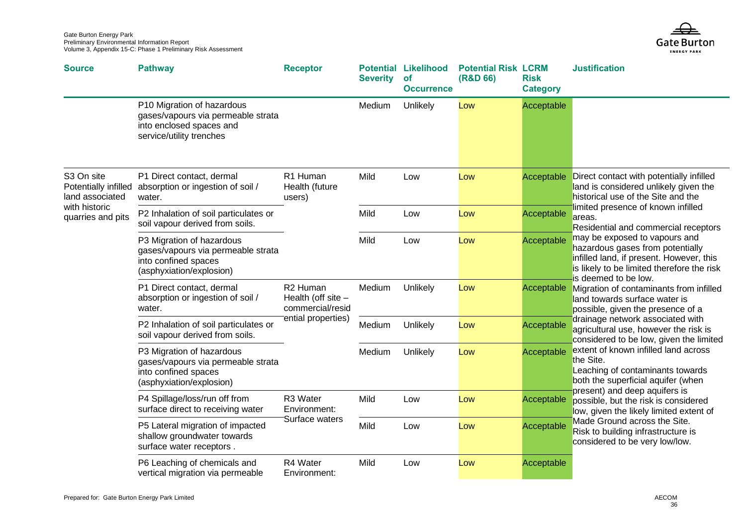| Source | Pathway | Receptor | Potential Severity | Likelihood of Occurrence | Potential Risk (R&D 66) | LCRM Risk Category | Justification |
|---|---|---|---|---|---|---|---|
| | P10 Migration of hazardous gases/vapours via permeable strata into enclosed spaces and service/utility trenches | | Medium | Unlikely | Low | Acceptable | |
| S3 On site Potentially infilled land associated with historic quarries and pits | P1 Direct contact, dermal absorption or ingestion of soil / water. | R1 Human Health (future users) | Mild | Low | Low | Acceptable | Direct contact with potentially infilled land is considered unlikely given the historical use of the Site and the limited presence of known infilled areas.<br>Residential and commercial receptors may be exposed to vapours and hazardous gases from potentially infilled land, if present. However, this is likely to be limited therefore the risk is deemed to be low.<br>Migration of contaminants from infilled land towards surface water is possible, given the presence of a drainage network associated with agricultural use, however the risk is considered to be low, given the limited extent of known infilled land across the Site.<br>Leaching of contaminants towards both the superficial aquifer (when present) and deep aquifers is possible, but the risk is considered low, given the likely limited extent of Made Ground across the Site.<br>Risk to building infrastructure is considered to be very low/low. |
| | P2 Inhalation of soil particulates or soil vapour derived from soils. | | Mild | Low | Low | Acceptable | |
| | P3 Migration of hazardous gases/vapours via permeable strata into confined spaces (asphyxiation/explosion) | | Mild | Low | Low | Acceptable | |
| | P1 Direct contact, dermal absorption or ingestion of soil / water. | R2 Human Health (off site – commercial/residential properties) | Medium | Unlikely | Low | Acceptable | |
| | P2 Inhalation of soil particulates or soil vapour derived from soils. | | Medium | Unlikely | Low | Acceptable | |
| | P3 Migration of hazardous gases/vapours via permeable strata into confined spaces (asphyxiation/explosion) | | Medium | Unlikely | Low | Acceptable | |
| | P4 Spillage/loss/run off from surface direct to receiving water | R3 Water Environment: Surface waters | Mild | Low | Low | Acceptable | |
| | P5 Lateral migration of impacted shallow groundwater towards surface water receptors . | | Mild | Low | Low | Acceptable | |
| | P6 Leaching of chemicals and vertical migration via permeable | R4 Water Environment: | Mild | Low | Low | Acceptable | |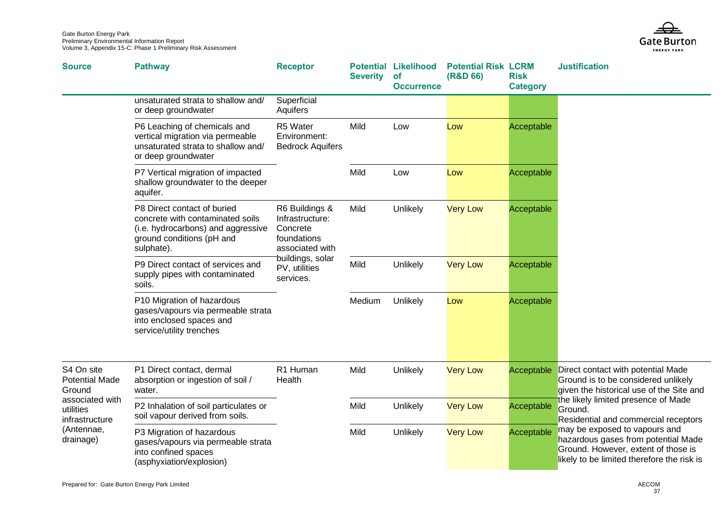| Source | Pathway | Receptor | Potential Severity | Likelihood of Occurrence | Potential Risk (R&D 66) | LCRM Risk Category | Justification |
|---|---|---|---|---|---|---|---|
| | unsaturated strata to shallow and/ or deep groundwater | Superficial Aquifers | | | | | |
| | P6 Leaching of chemicals and vertical migration via permeable unsaturated strata to shallow and/ or deep groundwater | R5 Water Environment: Bedrock Aquifers | Mild | Low | Low | Acceptable | |
| | P7 Vertical migration of impacted shallow groundwater to the deeper aquifer. | | Mild | Low | Low | Acceptable | |
| | P8 Direct contact of buried concrete with contaminated soils (i.e. hydrocarbons) and aggressive ground conditions (pH and sulphate). | R6 Buildings & Infrastructure: Concrete foundations associated with buildings, solar PV, utilities services. | Mild | Unlikely | Very Low | Acceptable | |
| | P9 Direct contact of services and supply pipes with contaminated soils. | | Mild | Unlikely | Very Low | Acceptable | |
| | P10 Migration of hazardous gases/vapours via permeable strata into enclosed spaces and service/utility trenches | | Medium | Unlikely | Low | Acceptable | |
| S4 On site Potential Made Ground associated with utilities infrastructure (Antennae, drainage) | P1 Direct contact, dermal absorption or ingestion of soil / water. | R1 Human Health | Mild | Unlikely | Very Low | Acceptable | Direct contact with potential Made Ground is to be considered unlikely given the historical use of the Site and the likely limited presence of Made Ground. Residential and commercial receptors may be exposed to vapours and hazardous gases from potential Made Ground. However, extent of those is likely to be limited therefore the risk is |
| | P2 Inhalation of soil particulates or soil vapour derived from soils. | | Mild | Unlikely | Very Low | Acceptable | |
| | P3 Migration of hazardous gases/vapours via permeable strata into confined spaces (asphyxiation/explosion) | | Mild | Unlikely | Very Low | Acceptable | |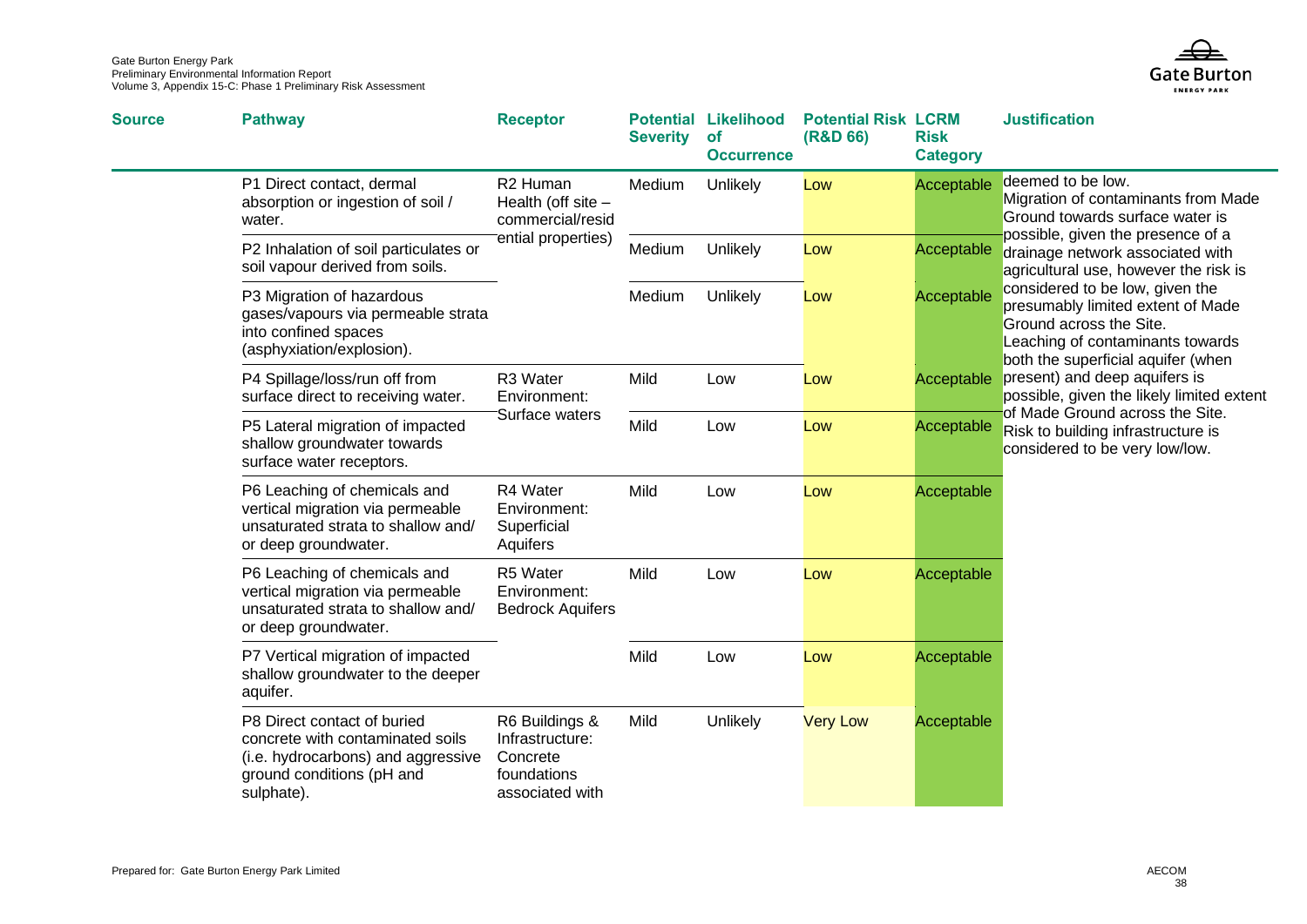| Source | Pathway | Receptor | Potential Severity | Likelihood of Occurrence | Potential Risk (R&D 66) | LCRM Risk Category | Justification |
|---|---|---|---|---|---|---|---|
| | P1 Direct contact, dermal absorption or ingestion of soil / water. | R2 Human Health (off site – commercial/residential properties) | Medium | Unlikely | Low | Acceptable | deemed to be low. Migration of contaminants from Made Ground towards surface water is possible, given the presence of a drainage network associated with agricultural use, however the risk is considered to be low, given the presumably limited extent of Made Ground across the Site. Leaching of contaminants towards both the superficial aquifer (when present) and deep aquifers is possible, given the likely limited extent of Made Ground across the Site. Risk to building infrastructure is considered to be very low/low. |
| | P2 Inhalation of soil particulates or soil vapour derived from soils. | | Medium | Unlikely | Low | Acceptable | |
| | P3 Migration of hazardous gases/vapours via permeable strata into confined spaces (asphyxiation/explosion). | | Medium | Unlikely | Low | Acceptable | |
| | P4 Spillage/loss/run off from surface direct to receiving water. | R3 Water Environment: Surface waters | Mild | Low | Low | Acceptable | |
| | P5 Lateral migration of impacted shallow groundwater towards surface water receptors. | | Mild | Low | Low | Acceptable | |
| | P6 Leaching of chemicals and vertical migration via permeable unsaturated strata to shallow and/ or deep groundwater. | R4 Water Environment: Superficial Aquifers | Mild | Low | Low | Acceptable | |
| | P6 Leaching of chemicals and vertical migration via permeable unsaturated strata to shallow and/ or deep groundwater. | R5 Water Environment: Bedrock Aquifers | Mild | Low | Low | Acceptable | |
| | P7 Vertical migration of impacted shallow groundwater to the deeper aquifer. | | Mild | Low | Low | Acceptable | |
| | P8 Direct contact of buried concrete with contaminated soils (i.e. hydrocarbons) and aggressive ground conditions (pH and sulphate). | R6 Buildings & Infrastructure: Concrete foundations associated with | Mild | Unlikely | Very Low | Acceptable | |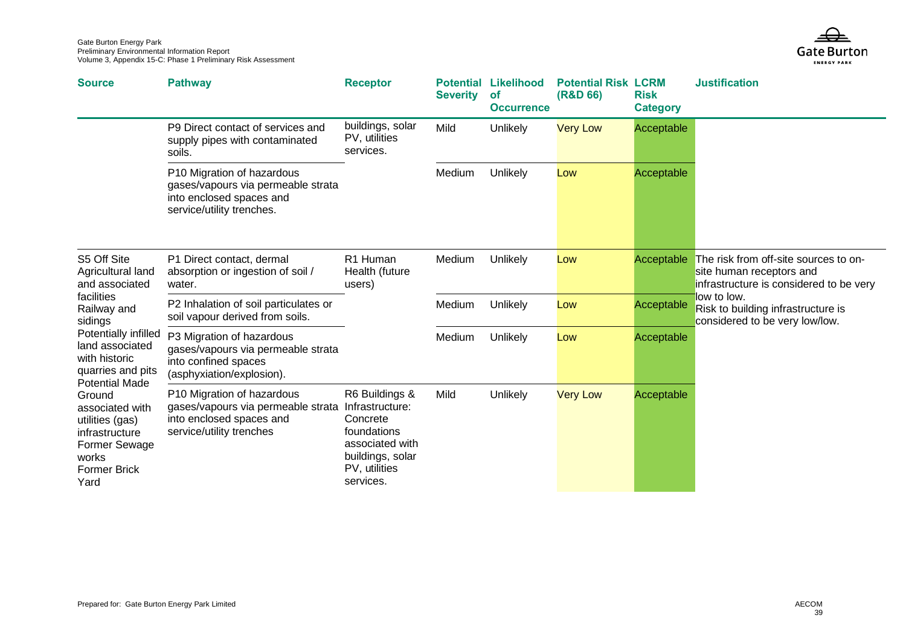| Source | Pathway | Receptor | Potential Severity | Likelihood of Occurrence | Potential Risk (R&D 66) | LCRM Risk Category | Justification |
|---|---|---|---|---|---|---|---|
| | P9 Direct contact of services and supply pipes with contaminated soils. | buildings, solar PV, utilities services. | Mild | Unlikely | Very Low | Acceptable | |
| | P10 Migration of hazardous gases/vapours via permeable strata into enclosed spaces and service/utility trenches. | | Medium | Unlikely | Low | Acceptable | |
| S5 Off Site Agricultural land and associated facilities<br>Railway and sidings<br>Potentially infilled land associated with historic quarries and pits<br>Potential Made Ground associated with utilities (gas) infrastructure<br>Former Sewage works<br>Former Brick Yard | P1 Direct contact, dermal absorption or ingestion of soil / water. | R1 Human Health (future users) | Medium | Unlikely | Low | Acceptable | The risk from off-site sources to on-site human receptors and infrastructure is considered to be very low to low.<br>Risk to building infrastructure is considered to be very low/low. |
| | P2 Inhalation of soil particulates or soil vapour derived from soils. | | Medium | Unlikely | Low | Acceptable | |
| | P3 Migration of hazardous gases/vapours via permeable strata into confined spaces (asphyxiation/explosion). | | Medium | Unlikely | Low | Acceptable | |
| | P10 Migration of hazardous gases/vapours via permeable strata into enclosed spaces and service/utility trenches | R6 Buildings & Infrastructure: Concrete foundations associated with buildings, solar PV, utilities services. | Mild | Unlikely | Very Low | Acceptable | |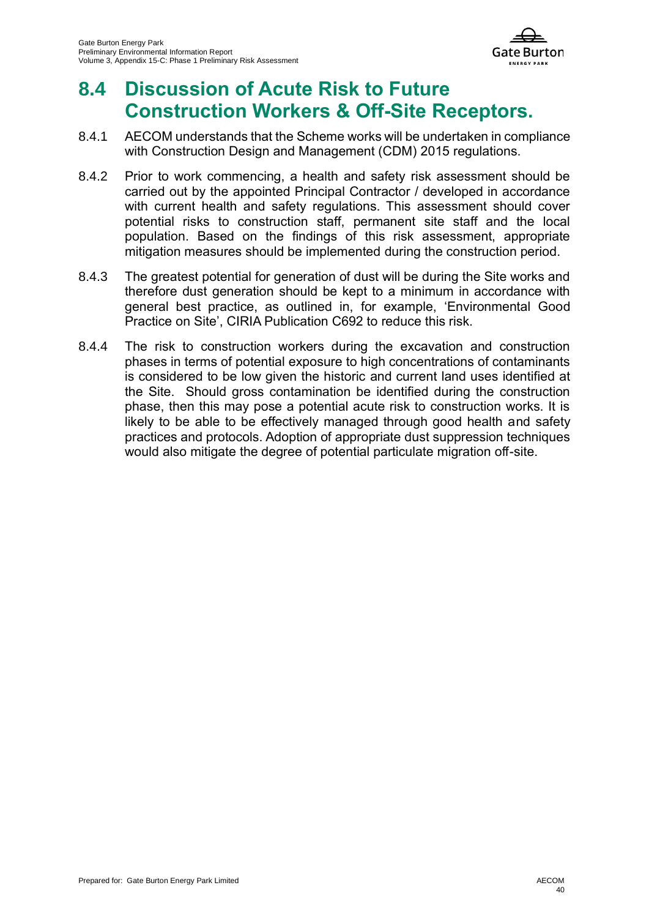## 8.4 Discussion of Acute Risk to Future Construction Workers & Off-Site Receptors.

8.4.1 AECOM understands that the Scheme works will be undertaken in compliance with Construction Design and Management (CDM) 2015 regulations.

8.4.2 Prior to work commencing, a health and safety risk assessment should be carried out by the appointed Principal Contractor / developed in accordance with current health and safety regulations. This assessment should cover potential risks to construction staff, permanent site staff and the local population. Based on the findings of this risk assessment, appropriate mitigation measures should be implemented during the construction period.

8.4.3 The greatest potential for generation of dust will be during the Site works and therefore dust generation should be kept to a minimum in accordance with general best practice, as outlined in, for example, 'Environmental Good Practice on Site', CIRIA Publication C692 to reduce this risk.

8.4.4 The risk to construction workers during the excavation and construction phases in terms of potential exposure to high concentrations of contaminants is considered to be low given the historic and current land uses identified at the Site. Should gross contamination be identified during the construction phase, then this may pose a potential acute risk to construction works. It is likely to be able to be effectively managed through good health and safety practices and protocols. Adoption of appropriate dust suppression techniques would also mitigate the degree of potential particulate migration off-site.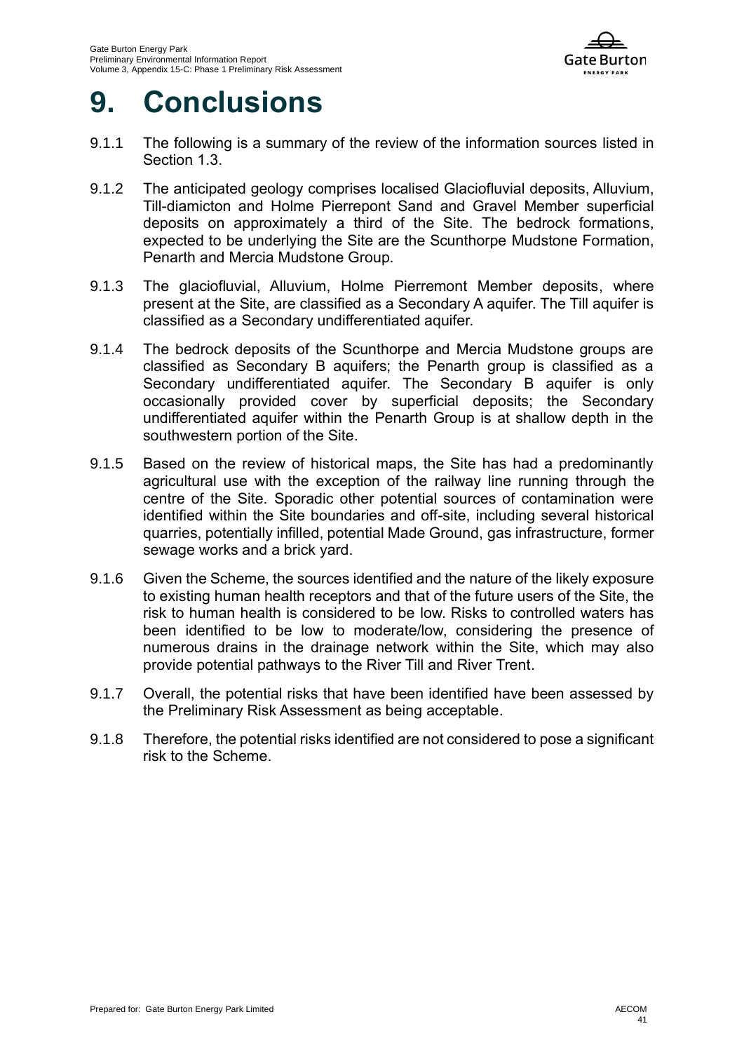# 9. Conclusions

9.1.1 The following is a summary of the review of the information sources listed in Section 1.3.

9.1.2 The anticipated geology comprises localised Glaciofluvial deposits, Alluvium, Till-diamicton and Holme Pierrepont Sand and Gravel Member superficial deposits on approximately a third of the Site. The bedrock formations, expected to be underlying the Site are the Scunthorpe Mudstone Formation, Penarth and Mercia Mudstone Group.

9.1.3 The glaciofluvial, Alluvium, Holme Pierremont Member deposits, where present at the Site, are classified as a Secondary A aquifer. The Till aquifer is classified as a Secondary undifferentiated aquifer.

9.1.4 The bedrock deposits of the Scunthorpe and Mercia Mudstone groups are classified as Secondary B aquifers; the Penarth group is classified as a Secondary undifferentiated aquifer. The Secondary B aquifer is only occasionally provided cover by superficial deposits; the Secondary undifferentiated aquifer within the Penarth Group is at shallow depth in the southwestern portion of the Site.

9.1.5 Based on the review of historical maps, the Site has had a predominantly agricultural use with the exception of the railway line running through the centre of the Site. Sporadic other potential sources of contamination were identified within the Site boundaries and off-site, including several historical quarries, potentially infilled, potential Made Ground, gas infrastructure, former sewage works and a brick yard.

9.1.6 Given the Scheme, the sources identified and the nature of the likely exposure to existing human health receptors and that of the future users of the Site, the risk to human health is considered to be low. Risks to controlled waters has been identified to be low to moderate/low, considering the presence of numerous drains in the drainage network within the Site, which may also provide potential pathways to the River Till and River Trent.

9.1.7 Overall, the potential risks that have been identified have been assessed by the Preliminary Risk Assessment as being acceptable.

9.1.8 Therefore, the potential risks identified are not considered to pose a significant risk to the Scheme.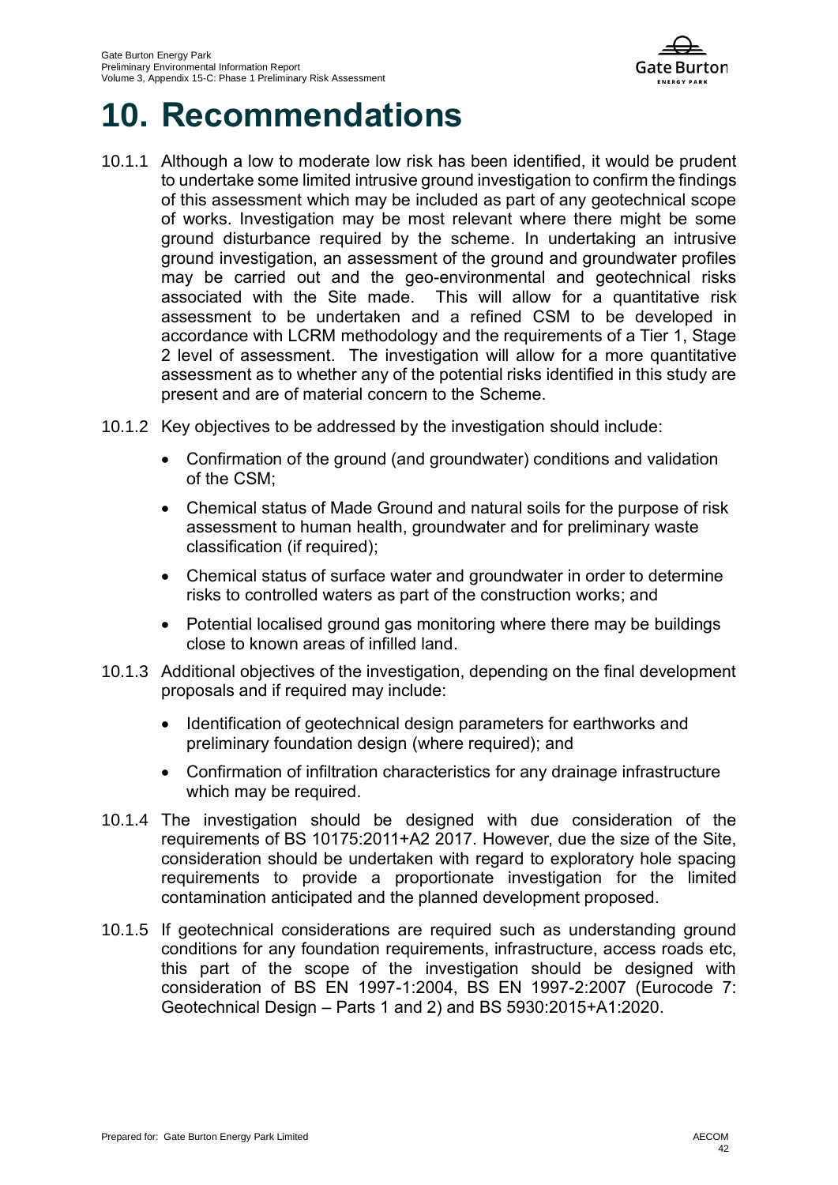# 10. Recommendations

10.1.1 Although a low to moderate low risk has been identified, it would be prudent to undertake some limited intrusive ground investigation to confirm the findings of this assessment which may be included as part of any geotechnical scope of works. Investigation may be most relevant where there might be some ground disturbance required by the scheme. In undertaking an intrusive ground investigation, an assessment of the ground and groundwater profiles may be carried out and the geo-environmental and geotechnical risks associated with the Site made. This will allow for a quantitative risk assessment to be undertaken and a refined CSM to be developed in accordance with LCRM methodology and the requirements of a Tier 1, Stage 2 level of assessment. The investigation will allow for a more quantitative assessment as to whether any of the potential risks identified in this study are present and are of material concern to the Scheme.

10.1.2 Key objectives to be addressed by the investigation should include:

- Confirmation of the ground (and groundwater) conditions and validation of the CSM;
- Chemical status of Made Ground and natural soils for the purpose of risk assessment to human health, groundwater and for preliminary waste classification (if required);
- Chemical status of surface water and groundwater in order to determine risks to controlled waters as part of the construction works; and
- Potential localised ground gas monitoring where there may be buildings close to known areas of infilled land.

10.1.3 Additional objectives of the investigation, depending on the final development proposals and if required may include:

- Identification of geotechnical design parameters for earthworks and preliminary foundation design (where required); and
- Confirmation of infiltration characteristics for any drainage infrastructure which may be required.

10.1.4 The investigation should be designed with due consideration of the requirements of BS 10175:2011+A2 2017. However, due the size of the Site, consideration should be undertaken with regard to exploratory hole spacing requirements to provide a proportionate investigation for the limited contamination anticipated and the planned development proposed.

10.1.5 If geotechnical considerations are required such as understanding ground conditions for any foundation requirements, infrastructure, access roads etc, this part of the scope of the investigation should be designed with consideration of BS EN 1997-1:2004, BS EN 1997-2:2007 (Eurocode 7: Geotechnical Design – Parts 1 and 2) and BS 5930:2015+A1:2020.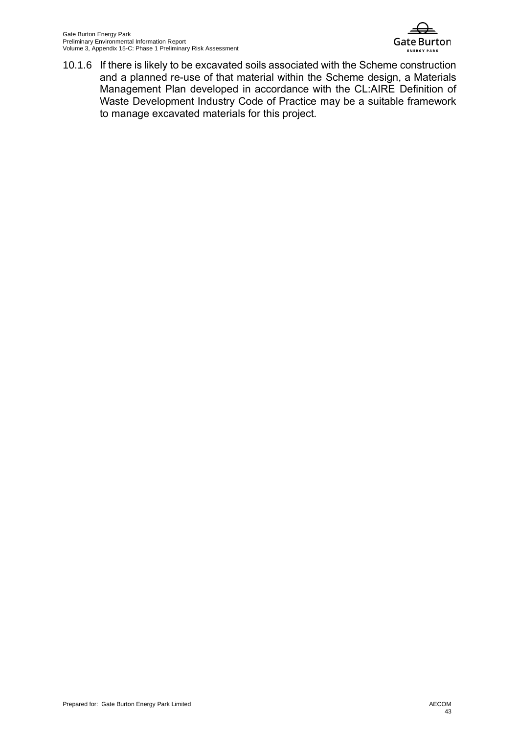10.1.6 If there is likely to be excavated soils associated with the Scheme construction and a planned re-use of that material within the Scheme design, a Materials Management Plan developed in accordance with the CL:AIRE Definition of Waste Development Industry Code of Practice may be a suitable framework to manage excavated materials for this project.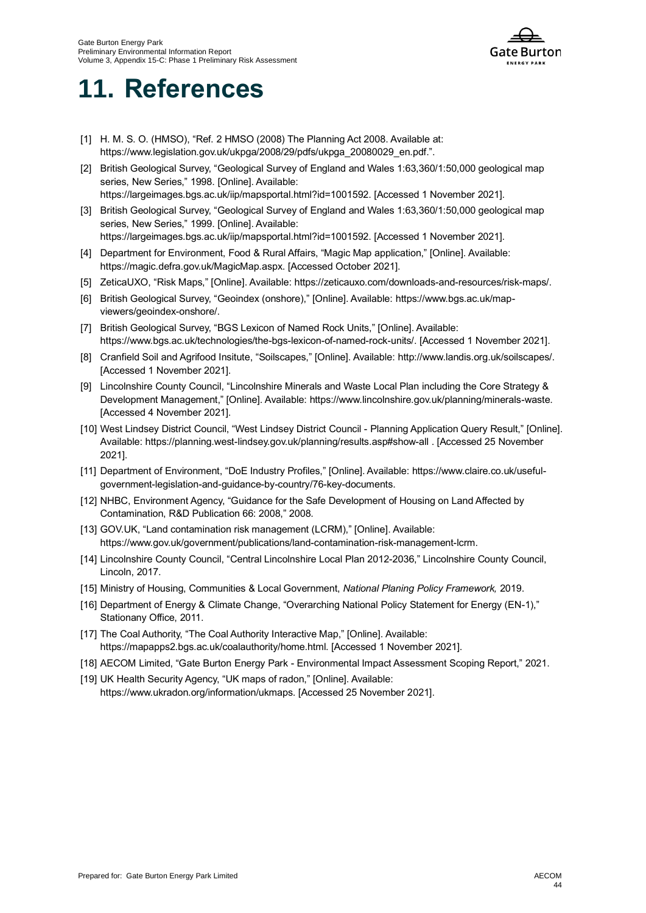# 11. References

[1] H. M. S. O. (HMSO), "Ref. 2 HMSO (2008) The Planning Act 2008. Available at: https://www.legislation.gov.uk/ukpga/2008/29/pdfs/ukpga_20080029_en.pdf.".

[2] British Geological Survey, "Geological Survey of England and Wales 1:63,360/1:50,000 geological map series, New Series," 1998. [Online]. Available: https://largeimages.bgs.ac.uk/iip/mapsportal.html?id=1001592. [Accessed 1 November 2021].

[3] British Geological Survey, "Geological Survey of England and Wales 1:63,360/1:50,000 geological map series, New Series," 1999. [Online]. Available: https://largeimages.bgs.ac.uk/iip/mapsportal.html?id=1001592. [Accessed 1 November 2021].

[4] Department for Environment, Food & Rural Affairs, "Magic Map application," [Online]. Available: https://magic.defra.gov.uk/MagicMap.aspx. [Accessed October 2021].

[5] ZeticaUXO, "Risk Maps," [Online]. Available: https://zeticauxo.com/downloads-and-resources/risk-maps/.

[6] British Geological Survey, "Geoindex (onshore)," [Online]. Available: https://www.bgs.ac.uk/map-viewers/geoindex-onshore/.

[7] British Geological Survey, "BGS Lexicon of Named Rock Units," [Online]. Available: https://www.bgs.ac.uk/technologies/the-bgs-lexicon-of-named-rock-units/. [Accessed 1 November 2021].

[8] Cranfield Soil and Agrifood Insitute, "Soilscapes," [Online]. Available: http://www.landis.org.uk/soilscapes/. [Accessed 1 November 2021].

[9] Lincolnshire County Council, "Lincolnshire Minerals and Waste Local Plan including the Core Strategy & Development Management," [Online]. Available: https://www.lincolnshire.gov.uk/planning/minerals-waste. [Accessed 4 November 2021].

[10] West Lindsey District Council, "West Lindsey District Council - Planning Application Query Result," [Online]. Available: https://planning.west-lindsey.gov.uk/planning/results.asp#show-all . [Accessed 25 November 2021].

[11] Department of Environment, "DoE Industry Profiles," [Online]. Available: https://www.claire.co.uk/useful-government-legislation-and-guidance-by-country/76-key-documents.

[12] NHBC, Environment Agency, "Guidance for the Safe Development of Housing on Land Affected by Contamination, R&D Publication 66: 2008," 2008.

[13] GOV.UK, "Land contamination risk management (LCRM)," [Online]. Available: https://www.gov.uk/government/publications/land-contamination-risk-management-lcrm.

[14] Lincolnshire County Council, "Central Lincolnshire Local Plan 2012-2036," Lincolnshire County Council, Lincoln, 2017.

[15] Ministry of Housing, Communities & Local Government, *National Planing Policy Framework,* 2019.

[16] Department of Energy & Climate Change, "Overarching National Policy Statement for Energy (EN-1)," Stationany Office, 2011.

[17] The Coal Authority, "The Coal Authority Interactive Map," [Online]. Available: https://mapapps2.bgs.ac.uk/coalauthority/home.html. [Accessed 1 November 2021].

[18] AECOM Limited, "Gate Burton Energy Park - Environmental Impact Assessment Scoping Report," 2021.

[19] UK Health Security Agency, "UK maps of radon," [Online]. Available: https://www.ukradon.org/information/ukmaps. [Accessed 25 November 2021].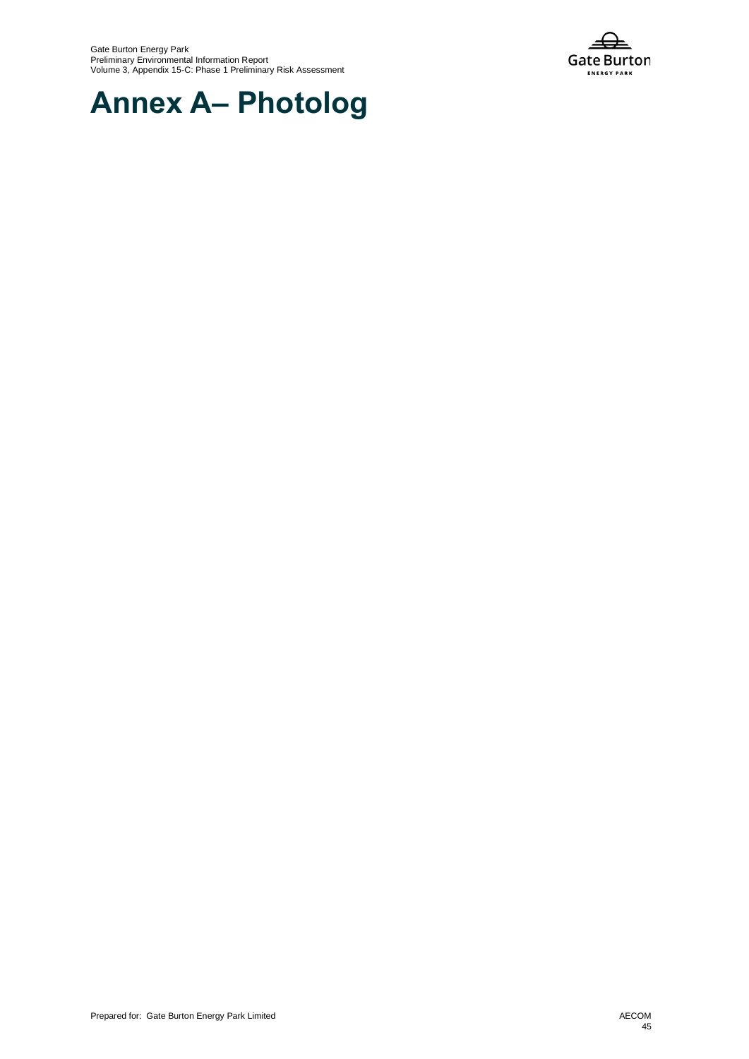# Annex A– Photolog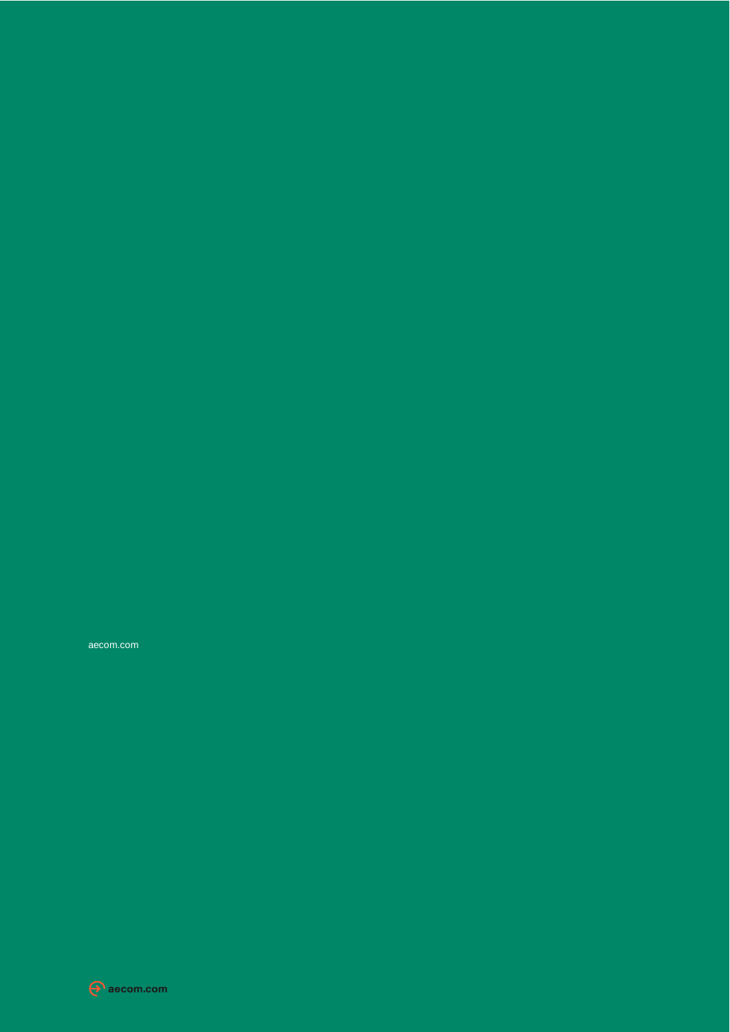aecom.com

aecom.com